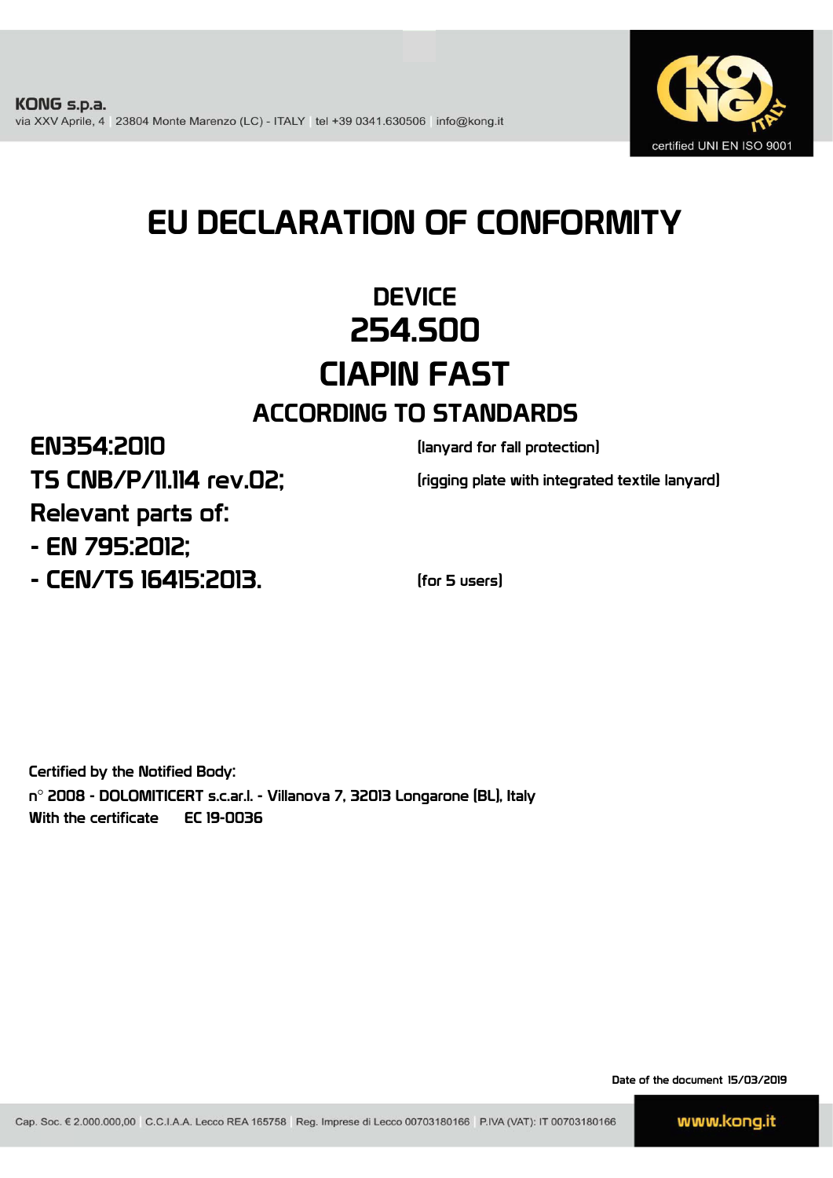**KONG s.p.a.**
via XXV Aprile, 4 | 23804 Monte Marenzo (LC) - ITALY | tel +39 0341.630506 | info@kong.it

certified UNI EN ISO 9001

# EU DECLARATION OF CONFORMITY

## DEVICE
## 254.S00
## CIAPIN FAST

### ACCORDING TO STANDARDS

| | |
|---|---|
| **EN354:2010** | (lanyard for fall protection) |
| **TS CNB/P/11.114 rev.02;** | (rigging plate with integrated textile lanyard) |
| **Relevant parts of:** | |
| **- EN 795:2012;** | |
| **- CEN/TS 16415:2013.** | (for 5 users) |

Certified by the Notified Body:
n° 2008 - DOLOMITICERT s.c.ar.l. - Villanova 7, 32013 Longarone (BL), Italy
With the certificate EC 19-0036

Date of the document 15/03/2019

Cap. Soc. € 2.000.000,00 | C.C.I.A.A. Lecco REA 165758 | Reg. Imprese di Lecco 00703180166 | P.IVA (VAT): IT 00703180166

www.kong.it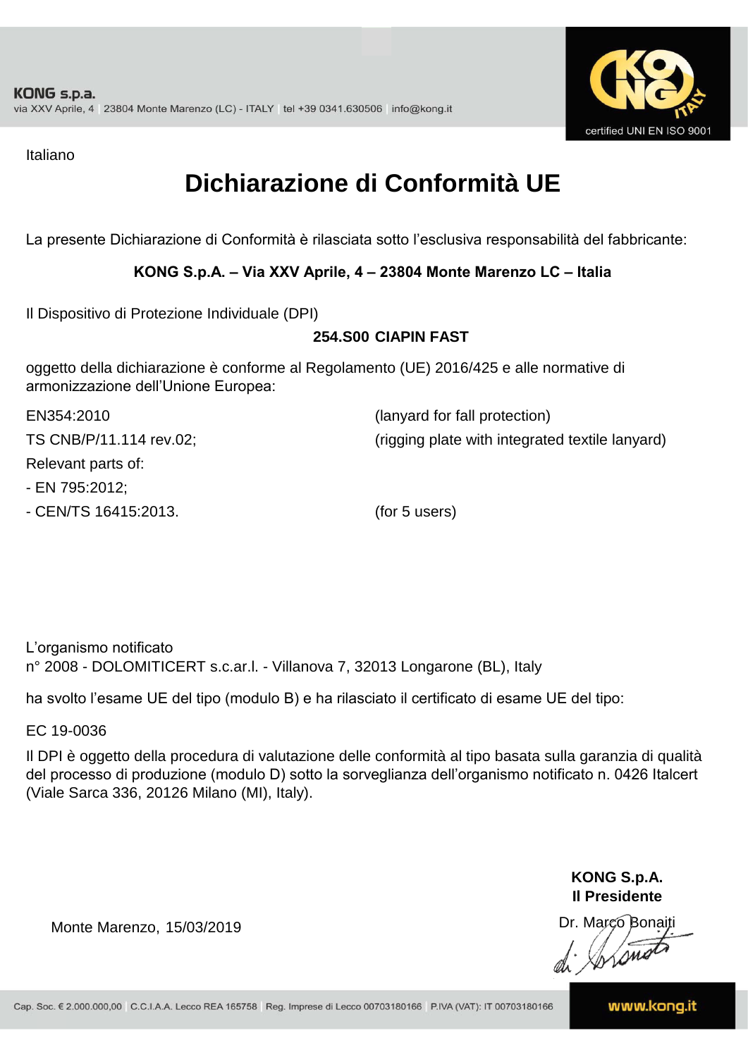Italiano

# Dichiarazione di Conformità UE

La presente Dichiarazione di Conformità è rilasciata sotto l'esclusiva responsabilità del fabbricante:

**KONG S.p.A. – Via XXV Aprile, 4 – 23804 Monte Marenzo LC – Italia**

Il Dispositivo di Protezione Individuale (DPI)

**254.S00 CIAPIN FAST**

oggetto della dichiarazione è conforme al Regolamento (UE) 2016/425 e alle normative di armonizzazione dell'Unione Europea:

| | |
|---|---|
| EN354:2010 | (lanyard for fall protection) |
| TS CNB/P/11.114 rev.02; | (rigging plate with integrated textile lanyard) |
| Relevant parts of: | |
| - EN 795:2012; | |
| - CEN/TS 16415:2013. | (for 5 users) |

L'organismo notificato
n° 2008 - DOLOMITICERT s.c.ar.l. - Villanova 7, 32013 Longarone (BL), Italy

ha svolto l'esame UE del tipo (modulo B) e ha rilasciato il certificato di esame UE del tipo:

EC 19-0036

Il DPI è oggetto della procedura di valutazione delle conformità al tipo basata sulla garanzia di qualità del processo di produzione (modulo D) sotto la sorveglianza dell'organismo notificato n. 0426 Italcert (Viale Sarca 336, 20126 Milano (MI), Italy).

Monte Marenzo, 15/03/2019

**KONG S.p.A.**
**Il Presidente**
Dr. Marco Bonaiti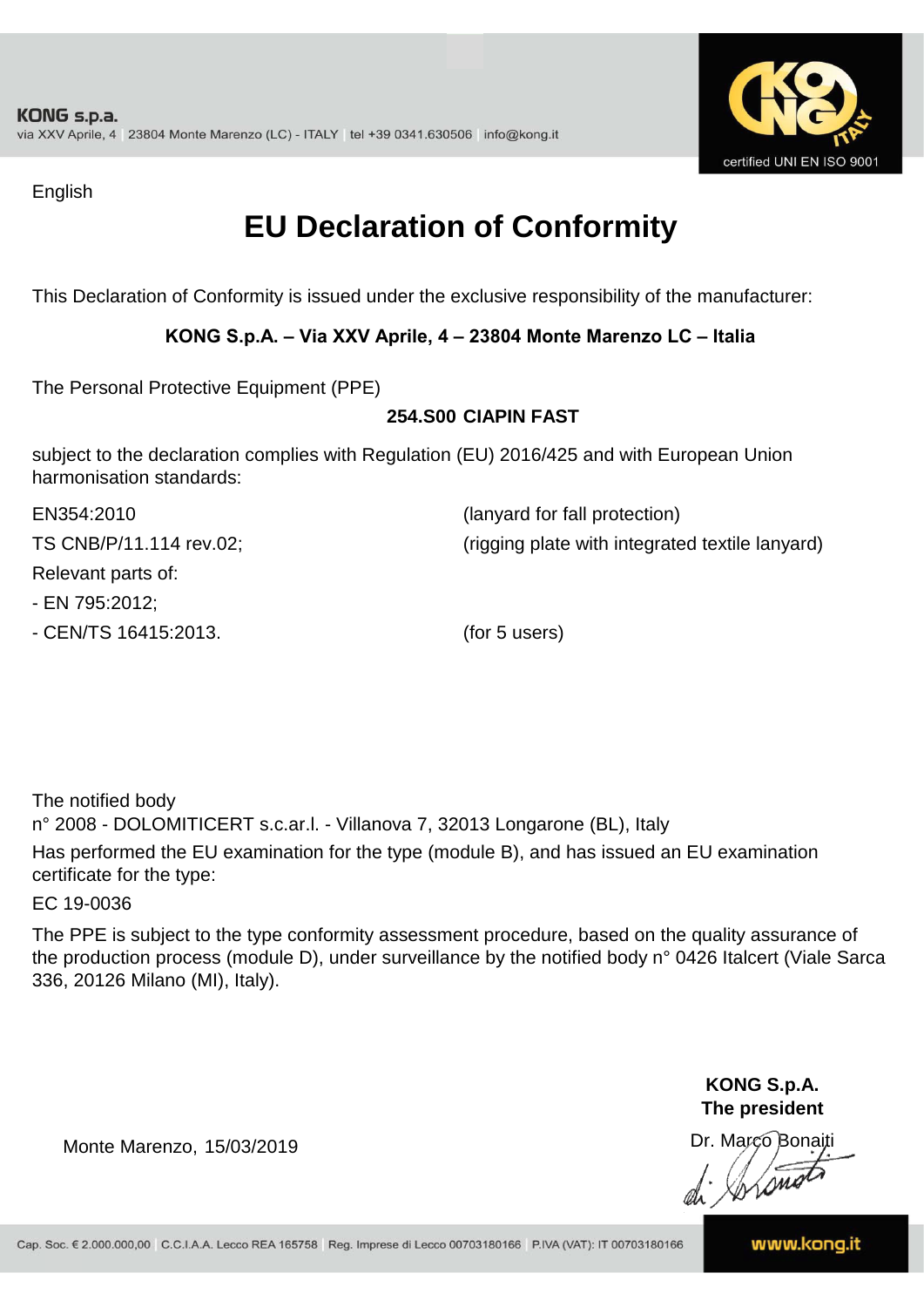KONG s.p.a.
via XXV Aprile, 4 | 23804 Monte Marenzo (LC) - ITALY | tel +39 0341.630506 | info@kong.it

certified UNI EN ISO 9001

English

# EU Declaration of Conformity

This Declaration of Conformity is issued under the exclusive responsibility of the manufacturer:

**KONG S.p.A. – Via XXV Aprile, 4 – 23804 Monte Marenzo LC – Italia**

The Personal Protective Equipment (PPE)

**254.S00 CIAPIN FAST**

subject to the declaration complies with Regulation (EU) 2016/425 and with European Union harmonisation standards:

EN354:2010 (lanyard for fall protection)

TS CNB/P/11.114 rev.02; (rigging plate with integrated textile lanyard)

Relevant parts of:

- EN 795:2012;
- CEN/TS 16415:2013. (for 5 users)

The notified body
n° 2008 - DOLOMITICERT s.c.ar.l. - Villanova 7, 32013 Longarone (BL), Italy
Has performed the EU examination for the type (module B), and has issued an EU examination certificate for the type:

EC 19-0036

The PPE is subject to the type conformity assessment procedure, based on the quality assurance of the production process (module D), under surveillance by the notified body n° 0426 Italcert (Viale Sarca 336, 20126 Milano (MI), Italy).

**KONG S.p.A.**
**The president**
Dr. Marco Bonaiti

Monte Marenzo, 15/03/2019

Cap. Soc. € 2.000.000,00 | C.C.I.A.A. Lecco REA 165758 | Reg. Imprese di Lecco 00703180166 | P.IVA (VAT): IT 00703180166

www.kong.it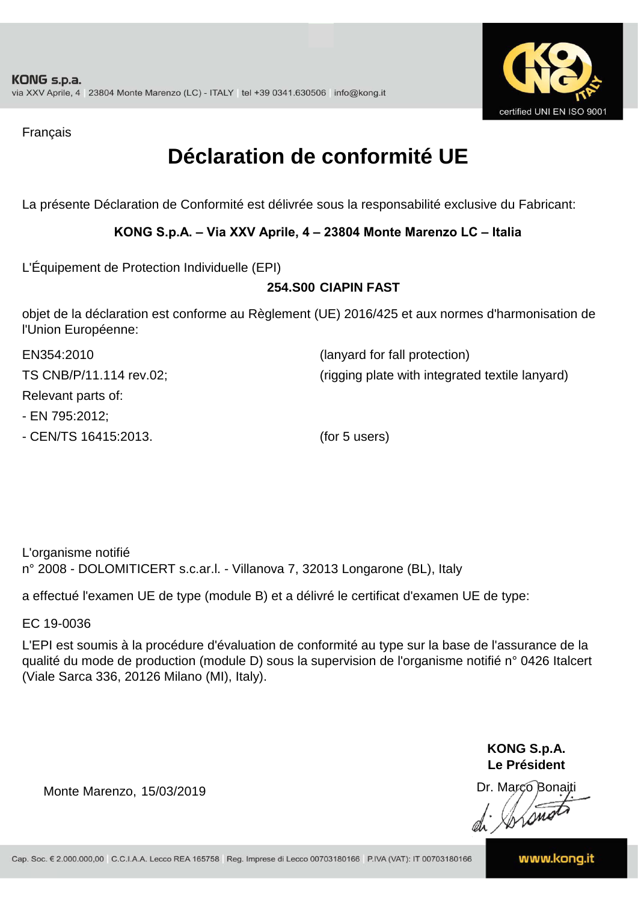Français

# Déclaration de conformité UE

La présente Déclaration de Conformité est délivrée sous la responsabilité exclusive du Fabricant:

**KONG S.p.A. – Via XXV Aprile, 4 – 23804 Monte Marenzo LC – Italia**

L'Équipement de Protection Individuelle (EPI)

**254.S00 CIAPIN FAST**

objet de la déclaration est conforme au Règlement (UE) 2016/425 et aux normes d'harmonisation de l'Union Européenne:

| | |
|---|---|
| EN354:2010 | (lanyard for fall protection) |
| TS CNB/P/11.114 rev.02; | (rigging plate with integrated textile lanyard) |
| Relevant parts of: | |
| - EN 795:2012; | |
| - CEN/TS 16415:2013. | (for 5 users) |

L'organisme notifié
n° 2008 - DOLOMITICERT s.c.ar.l. - Villanova 7, 32013 Longarone (BL), Italy

a effectué l'examen UE de type (module B) et a délivré le certificat d'examen UE de type:

EC 19-0036

L'EPI est soumis à la procédure d'évaluation de conformité au type sur la base de l'assurance de la qualité du mode de production (module D) sous la supervision de l'organisme notifié n° 0426 Italcert (Viale Sarca 336, 20126 Milano (MI), Italy).

Monte Marenzo, 15/03/2019

**KONG S.p.A.**
**Le Président**
Dr. Marco Bonaiti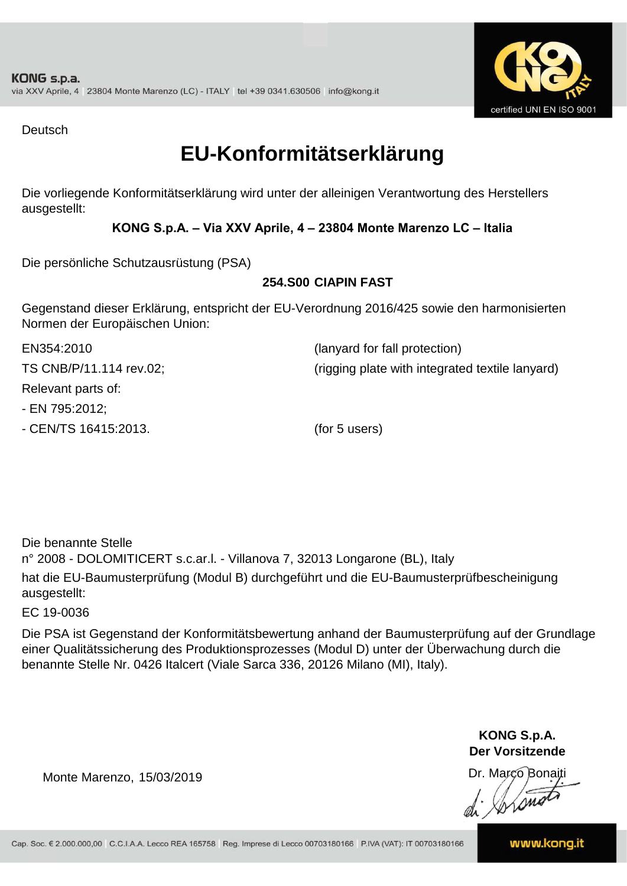Deutsch

# EU-Konformitätserklärung

Die vorliegende Konformitätserklärung wird unter der alleinigen Verantwortung des Herstellers ausgestellt:

**KONG S.p.A. – Via XXV Aprile, 4 – 23804 Monte Marenzo LC – Italia**

Die persönliche Schutzausrüstung (PSA)

**254.S00 CIAPIN FAST**

Gegenstand dieser Erklärung, entspricht der EU-Verordnung 2016/425 sowie den harmonisierten Normen der Europäischen Union:

| | |
|---|---|
| EN354:2010 | (lanyard for fall protection) |
| TS CNB/P/11.114 rev.02; | (rigging plate with integrated textile lanyard) |
| Relevant parts of: | |
| - EN 795:2012; | |
| - CEN/TS 16415:2013. | (for 5 users) |

Die benannte Stelle
n° 2008 - DOLOMITICERT s.c.ar.l. - Villanova 7, 32013 Longarone (BL), Italy
hat die EU-Baumusterprüfung (Modul B) durchgeführt und die EU-Baumusterprüfbescheinigung ausgestellt:

EC 19-0036

Die PSA ist Gegenstand der Konformitätsbewertung anhand der Baumusterprüfung auf der Grundlage einer Qualitätssicherung des Produktionsprozesses (Modul D) unter der Überwachung durch die benannte Stelle Nr. 0426 Italcert (Viale Sarca 336, 20126 Milano (MI), Italy).

Monte Marenzo, 15/03/2019

**KONG S.p.A.**
**Der Vorsitzende**
Dr. Marco Bonaiti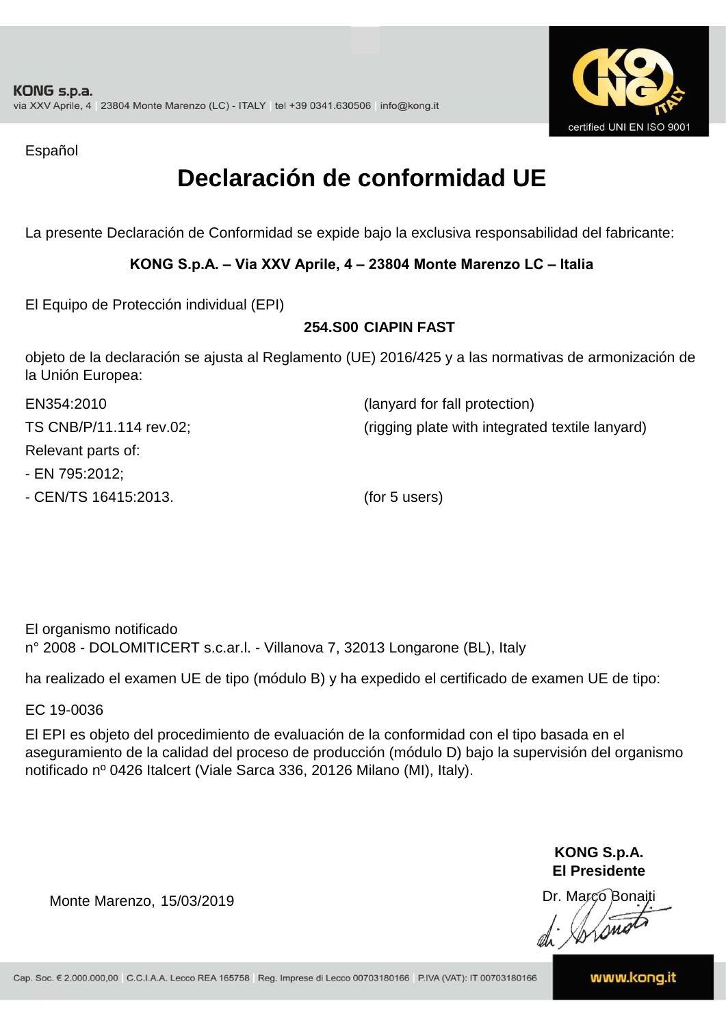Español

# Declaración de conformidad UE

La presente Declaración de Conformidad se expide bajo la exclusiva responsabilidad del fabricante:

**KONG S.p.A. – Via XXV Aprile, 4 – 23804 Monte Marenzo LC – Italia**

El Equipo de Protección individual (EPI)

**254.S00 CIAPIN FAST**

objeto de la declaración se ajusta al Reglamento (UE) 2016/425 y a las normativas de armonización de la Unión Europea:

EN354:2010 (lanyard for fall protection)

TS CNB/P/11.114 rev.02; (rigging plate with integrated textile lanyard)

Relevant parts of:

- EN 795:2012;
- CEN/TS 16415:2013. (for 5 users)

El organismo notificado
n° 2008 - DOLOMITICERT s.c.ar.l. - Villanova 7, 32013 Longarone (BL), Italy

ha realizado el examen UE de tipo (módulo B) y ha expedido el certificado de examen UE de tipo:

EC 19-0036

El EPI es objeto del procedimiento de evaluación de la conformidad con el tipo basada en el aseguramiento de la calidad del proceso de producción (módulo D) bajo la supervisión del organismo notificado nº 0426 Italcert (Viale Sarca 336, 20126 Milano (MI), Italy).

Monte Marenzo, 15/03/2019

**KONG S.p.A.**
**El Presidente**
Dr. Marco Bonaiti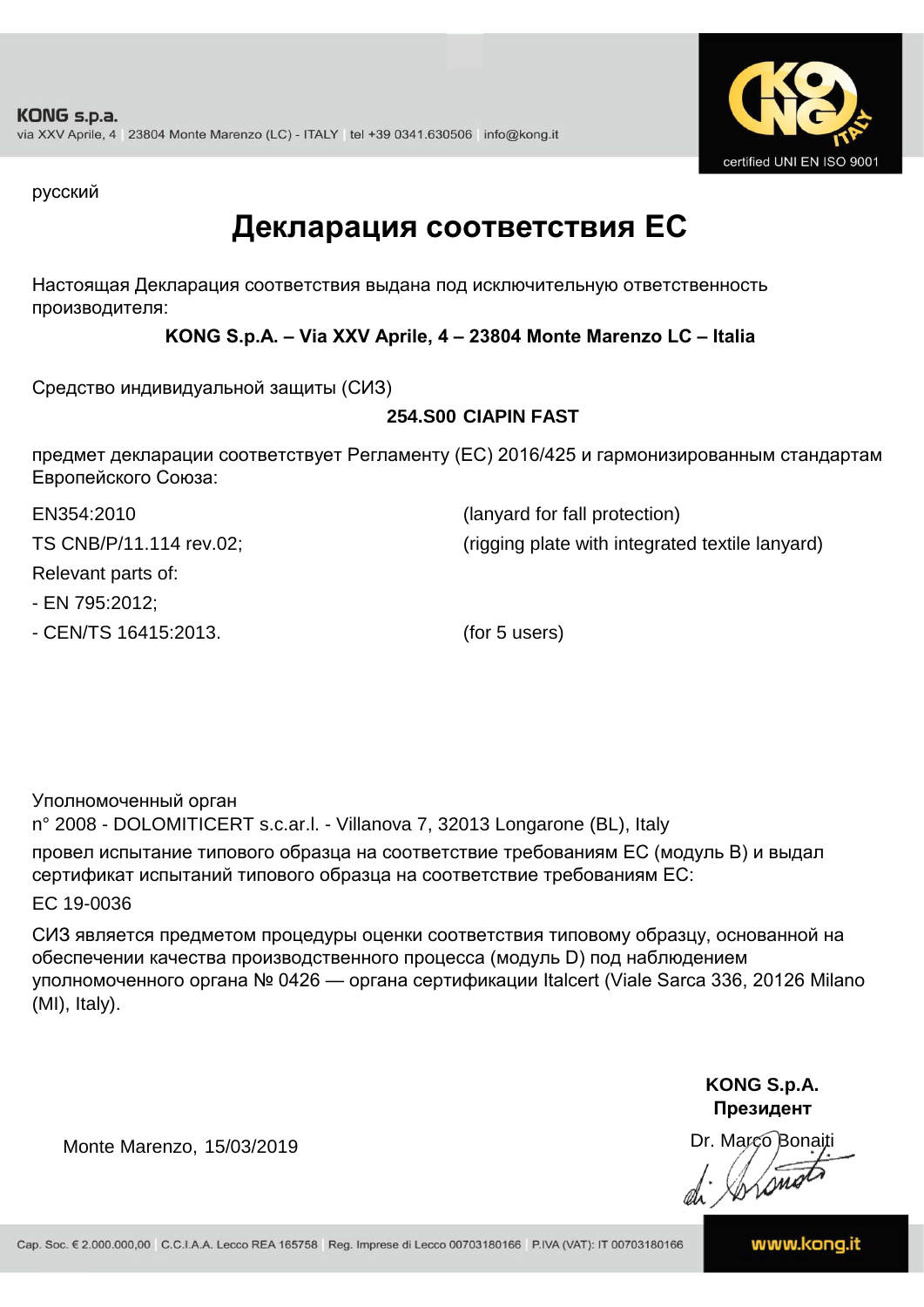KONG s.p.a.
via XXV Aprile, 4 | 23804 Monte Marenzo (LC) - ITALY | tel +39 0341.630506 | info@kong.it

certified UNI EN ISO 9001

русский

# Декларация соответствия ЕС

Настоящая Декларация соответствия выдана под исключительную ответственность производителя:

**KONG S.p.A. – Via XXV Aprile, 4 – 23804 Monte Marenzo LC – Italia**

Средство индивидуальной защиты (СИЗ)

**254.S00 CIAPIN FAST**

предмет декларации соответствует Регламенту (ЕС) 2016/425 и гармонизированным стандартам Европейского Союза:

| | |
|---|---|
| EN354:2010 | (lanyard for fall protection) |
| TS CNB/P/11.114 rev.02; | (rigging plate with integrated textile lanyard) |
| Relevant parts of: | |
| - EN 795:2012; | |
| - CEN/TS 16415:2013. | (for 5 users) |

Уполномоченный орган
n° 2008 - DOLOMITICERT s.c.ar.l. - Villanova 7, 32013 Longarone (BL), Italy
провел испытание типового образца на соответствие требованиям ЕС (модуль В) и выдал сертификат испытаний типового образца на соответствие требованиям ЕС:
EC 19-0036

СИЗ является предметом процедуры оценки соответствия типовому образцу, основанной на обеспечении качества производственного процесса (модуль D) под наблюдением уполномоченного органа № 0426 — органа сертификации Italcert (Viale Sarca 336, 20126 Milano (MI), Italy).

**KONG S.p.A.**
**Президент**
Dr. Marco Bonaiti

Monte Marenzo, 15/03/2019

Cap. Soc. € 2.000.000,00 | C.C.I.A.A. Lecco REA 165758 | Reg. Imprese di Lecco 00703180166 | P.IVA (VAT): IT 00703180166 | www.kong.it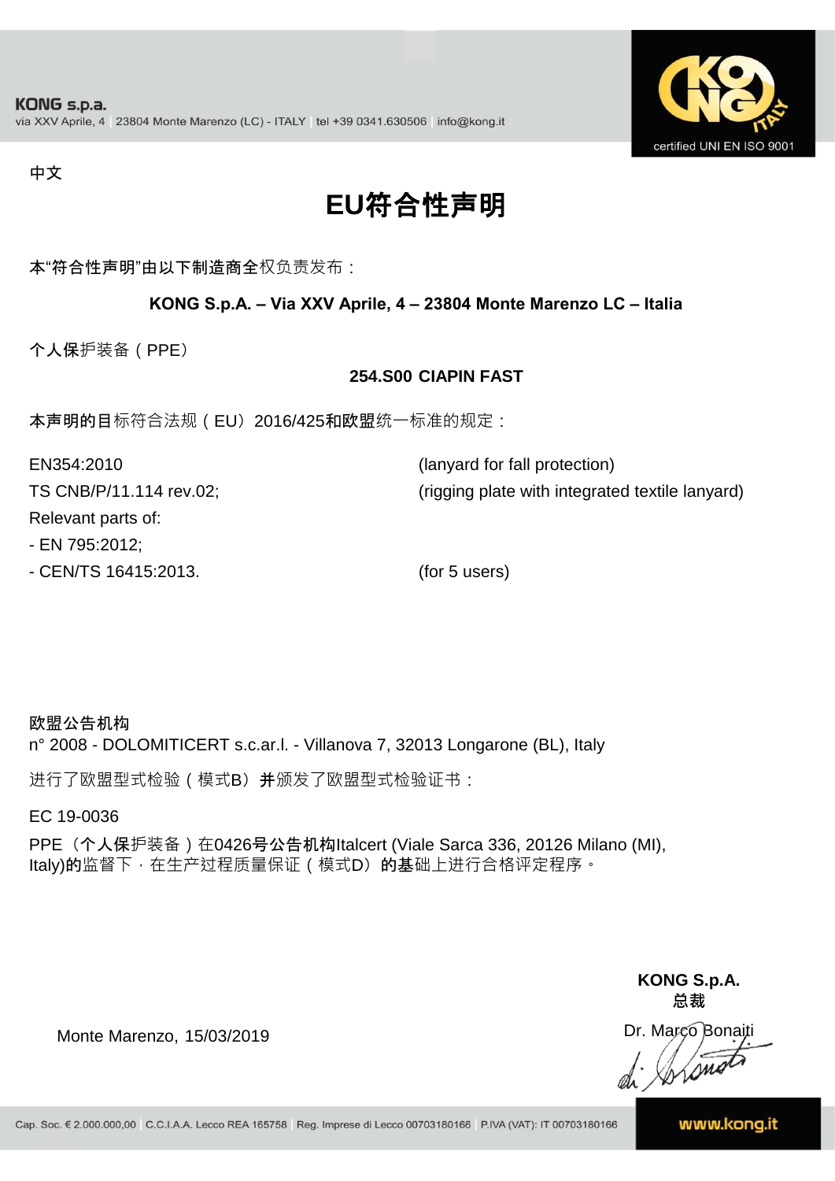KONG s.p.a.
via XXV Aprile, 4 | 23804 Monte Marenzo (LC) - ITALY | tel +39 0341.630506 | info@kong.it

certified UNI EN ISO 9001

中文

# EU符合性声明

本“符合性声明”由以下制造商全权负责发布：

**KONG S.p.A. – Via XXV Aprile, 4 – 23804 Monte Marenzo LC – Italia**

个人保护装备（PPE）

**254.S00 CIAPIN FAST**

本声明的目标符合法规（EU）2016/425和欧盟统一标准的规定：

| | |
|---|---|
| EN354:2010 | (lanyard for fall protection) |
| TS CNB/P/11.114 rev.02; | (rigging plate with integrated textile lanyard) |
| Relevant parts of: | |
| - EN 795:2012; | |
| - CEN/TS 16415:2013. | (for 5 users) |

**欧盟公告机构**
n° 2008 - DOLOMITICERT s.c.ar.l. - Villanova 7, 32013 Longarone (BL), Italy

进行了欧盟型式检验（模式B）并颁发了欧盟型式检验证书：

EC 19-0036

PPE（个人保护装备）在0426号公告机构Italcert (Viale Sarca 336, 20126 Milano (MI), Italy)的监督下，在生产过程质量保证（模式D）的基础上进行合格评定程序。

Monte Marenzo, 15/03/2019

**KONG S.p.A.**
**总裁**
Dr. Marco Bonaiti

Cap. Soc. € 2.000.000,00 | C.C.I.A.A. Lecco REA 165758 | Reg. Imprese di Lecco 00703180166 | P.IVA (VAT): IT 00703180166 | www.kong.it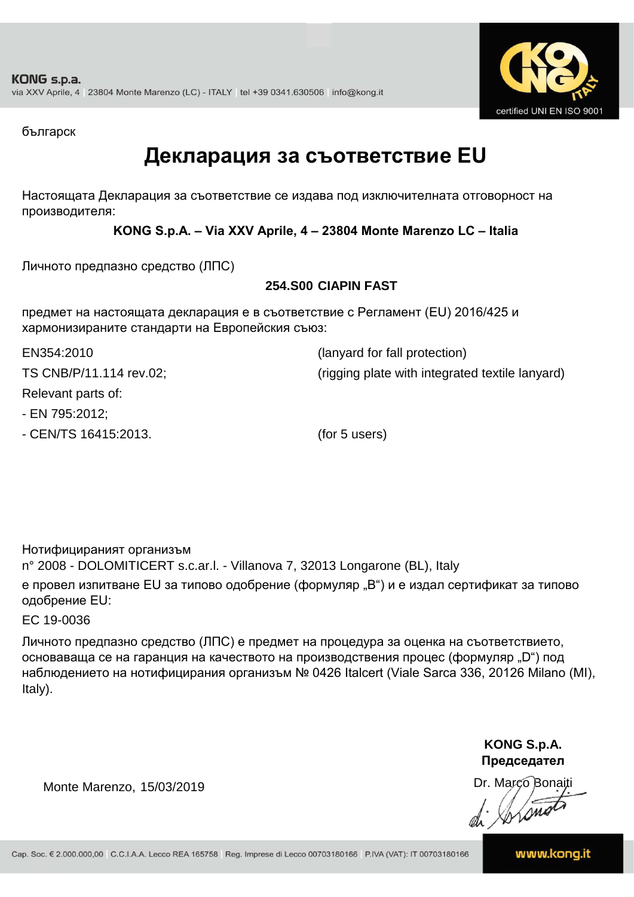български

# Декларация за съответствие EU

Настоящата Декларация за съответствие се издава под изключителната отговорност на производителя:

**KONG S.p.A. – Via XXV Aprile, 4 – 23804 Monte Marenzo LC – Italia**

Личното предпазно средство (ЛПС)

**254.S00 CIAPIN FAST**

предмет на настоящата декларация е в съответствие с Регламент (EU) 2016/425 и хармонизираните стандарти на Европейския съюз:

EN354:2010 (lanyard for fall protection)

TS CNB/P/11.114 rev.02; (rigging plate with integrated textile lanyard)

Relevant parts of:

- EN 795:2012;
- CEN/TS 16415:2013. (for 5 users)

Нотифицираният организъм
n° 2008 - DOLOMITICERT s.c.ar.l. - Villanova 7, 32013 Longarone (BL), Italy
е провел изпитване EU за типово одобрение (формуляр „B“) и е издал сертификат за типово одобрение EU:

EC 19-0036

Личното предпазно средство (ЛПС) е предмет на процедура за оценка на съответствието, основаваща се на гаранция на качеството на производствения процес (формуляр „D“) под наблюдението на нотифицирания организъм № 0426 Italcert (Viale Sarca 336, 20126 Milano (MI), Italy).

Monte Marenzo, 15/03/2019

**KONG S.p.A.**
**Председател**
Dr. Marco Bonaiti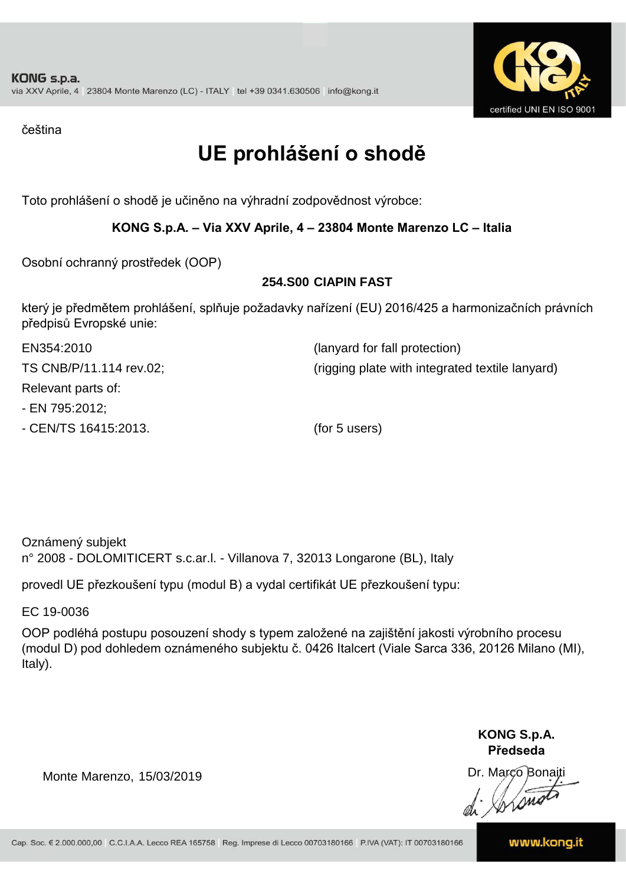KONG s.p.a.
via XXV Aprile, 4 | 23804 Monte Marenzo (LC) - ITALY | tel +39 0341.630506 | info@kong.it

certified UNI EN ISO 9001

čeština

# UE prohlášení o shodě

Toto prohlášení o shodě je učiněno na výhradní zodpovědnost výrobce:

**KONG S.p.A. – Via XXV Aprile, 4 – 23804 Monte Marenzo LC – Italia**

Osobní ochranný prostředek (OOP)

**254.S00 CIAPIN FAST**

který je předmětem prohlášení, splňuje požadavky nařízení (EU) 2016/425 a harmonizačních právních předpisů Evropské unie:

EN354:2010 (lanyard for fall protection)

TS CNB/P/11.114 rev.02; (rigging plate with integrated textile lanyard)

Relevant parts of:

- EN 795:2012;
- CEN/TS 16415:2013. (for 5 users)

Oznámený subjekt
n° 2008 - DOLOMITICERT s.c.ar.l. - Villanova 7, 32013 Longarone (BL), Italy

provedl UE přezkoušení typu (modul B) a vydal certifikát UE přezkoušení typu:

EC 19-0036

OOP podléhá postupu posouzení shody s typem založené na zajištění jakosti výrobního procesu (modul D) pod dohledem oznámeného subjektu č. 0426 Italcert (Viale Sarca 336, 20126 Milano (MI), Italy).

Monte Marenzo, 15/03/2019

**KONG S.p.A.**
**Předseda**
Dr. Marco Bonaiti

Cap. Soc. € 2.000.000,00 | C.C.I.A.A. Lecco REA 165758 | Reg. Imprese di Lecco 00703180166 | P.IVA (VAT): IT 00703180166

www.kong.it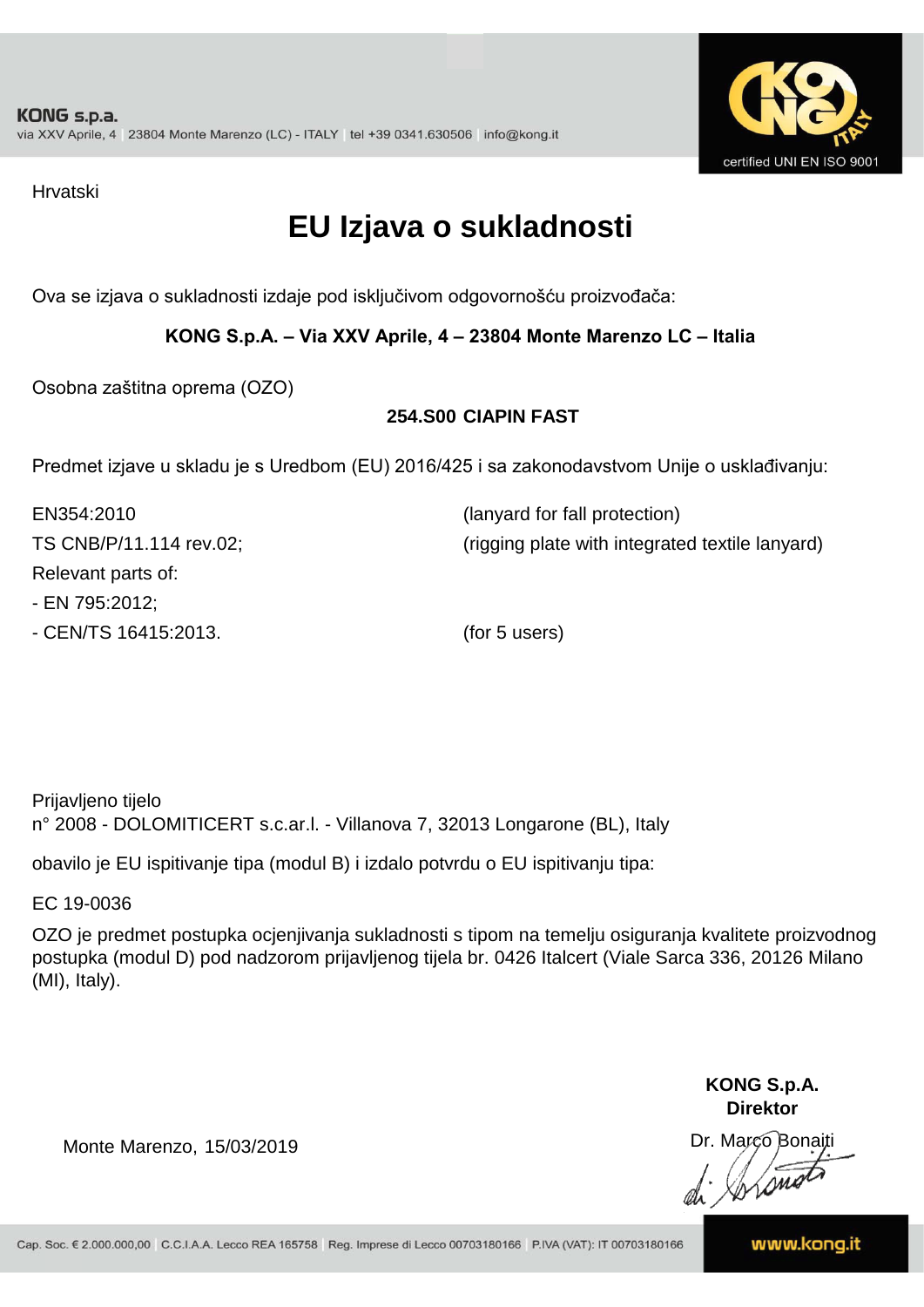KONG s.p.a.
via XXV Aprile, 4 | 23804 Monte Marenzo (LC) - ITALY | tel +39 0341.630506 | info@kong.it

certified UNI EN ISO 9001

Hrvatski

# EU Izjava o sukladnosti

Ova se izjava o sukladnosti izdaje pod isključivom odgovornošću proizvođača:

**KONG S.p.A. – Via XXV Aprile, 4 – 23804 Monte Marenzo LC – Italia**

Osobna zaštitna oprema (OZO)

**254.S00 CIAPIN FAST**

Predmet izjave u skladu je s Uredbom (EU) 2016/425 i sa zakonodavstvom Unije o usklađivanju:

| | |
|---|---|
| EN354:2010 | (lanyard for fall protection) |
| TS CNB/P/11.114 rev.02; | (rigging plate with integrated textile lanyard) |
| Relevant parts of: | |
| - EN 795:2012; | |
| - CEN/TS 16415:2013. | (for 5 users) |

Prijavljeno tijelo
n° 2008 - DOLOMITICERT s.c.ar.l. - Villanova 7, 32013 Longarone (BL), Italy

obavilo je EU ispitivanje tipa (modul B) i izdalo potvrdu o EU ispitivanju tipa:

EC 19-0036

OZO je predmet postupka ocjenjivanja sukladnosti s tipom na temelju osiguranja kvalitete proizvodnog postupka (modul D) pod nadzorom prijavljenog tijela br. 0426 Italcert (Viale Sarca 336, 20126 Milano (MI), Italy).

Monte Marenzo, 15/03/2019

**KONG S.p.A.**
**Direktor**
Dr. Marco Bonaiti

Cap. Soc. € 2.000.000,00 | C.C.I.A.A. Lecco REA 165758 | Reg. Imprese di Lecco 00703180166 | P.IVA (VAT): IT 00703180166

www.kong.it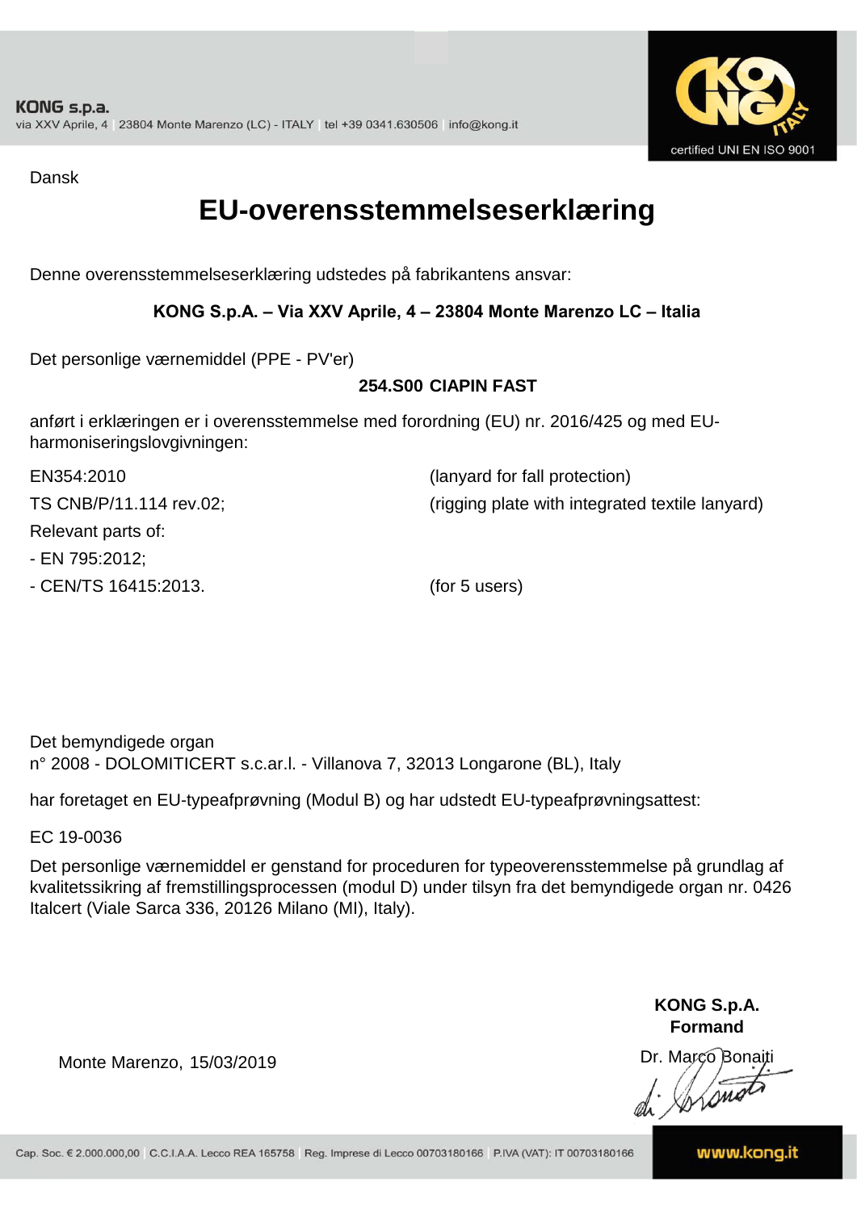KONG s.p.a.
via XXV Aprile, 4 | 23804 Monte Marenzo (LC) - ITALY | tel +39 0341.630506 | info@kong.it

certified UNI EN ISO 9001

Dansk

# EU-overensstemmelseserklæring

Denne overensstemmelseserklæring udstedes på fabrikantens ansvar:

**KONG S.p.A. – Via XXV Aprile, 4 – 23804 Monte Marenzo LC – Italia**

Det personlige værnemiddel (PPE - PV'er)

**254.S00 CIAPIN FAST**

anført i erklæringen er i overensstemmelse med forordning (EU) nr. 2016/425 og med EU-harmoniseringslovgivningen:

| | |
|---|---|
| EN354:2010 | (lanyard for fall protection) |
| TS CNB/P/11.114 rev.02; | (rigging plate with integrated textile lanyard) |
| Relevant parts of: | |
| - EN 795:2012; | |
| - CEN/TS 16415:2013. | (for 5 users) |

Det bemyndigede organ
n° 2008 - DOLOMITICERT s.c.ar.l. - Villanova 7, 32013 Longarone (BL), Italy

har foretaget en EU-typeafprøvning (Modul B) og har udstedt EU-typeafprøvningsattest:

EC 19-0036

Det personlige værnemiddel er genstand for proceduren for typeoverensstemmelse på grundlag af kvalitetssikring af fremstillingsprocessen (modul D) under tilsyn fra det bemyndigede organ nr. 0426 Italcert (Viale Sarca 336, 20126 Milano (MI), Italy).

Monte Marenzo, 15/03/2019

**KONG S.p.A.**
**Formand**
Dr. Marco Bonaiti

Cap. Soc. € 2.000.000,00 | C.C.I.A.A. Lecco REA 165758 | Reg. Imprese di Lecco 00703180166 | P.IVA (VAT): IT 00703180166

www.kong.it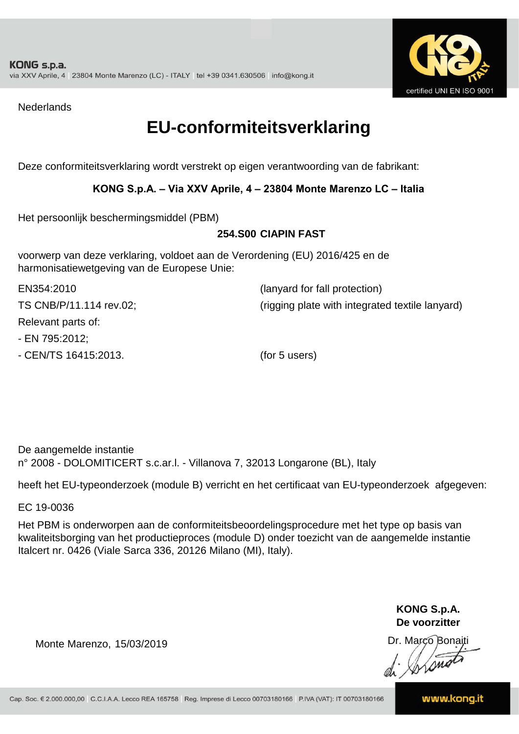Nederlands

# EU-conformiteitsverklaring

Deze conformiteitsverklaring wordt verstrekt op eigen verantwoording van de fabrikant:

**KONG S.p.A. – Via XXV Aprile, 4 – 23804 Monte Marenzo LC – Italia**

Het persoonlijk beschermingsmiddel (PBM)

**254.S00 CIAPIN FAST**

voorwerp van deze verklaring, voldoet aan de Verordening (EU) 2016/425 en de harmonisatiewetgeving van de Europese Unie:

EN354:2010 (lanyard for fall protection)

TS CNB/P/11.114 rev.02; (rigging plate with integrated textile lanyard)

Relevant parts of:

- EN 795:2012;
- CEN/TS 16415:2013. (for 5 users)

De aangemelde instantie
n° 2008 - DOLOMITICERT s.c.ar.l. - Villanova 7, 32013 Longarone (BL), Italy

heeft het EU-typeonderzoek (module B) verricht en het certificaat van EU-typeonderzoek afgegeven:

EC 19-0036

Het PBM is onderworpen aan de conformiteitsbeoordelingsprocedure met het type op basis van kwaliteitsborging van het productieproces (module D) onder toezicht van de aangemelde instantie Italcert nr. 0426 (Viale Sarca 336, 20126 Milano (MI), Italy).

Monte Marenzo, 15/03/2019

**KONG S.p.A.**
**De voorzitter**
Dr. Marco Bonaiti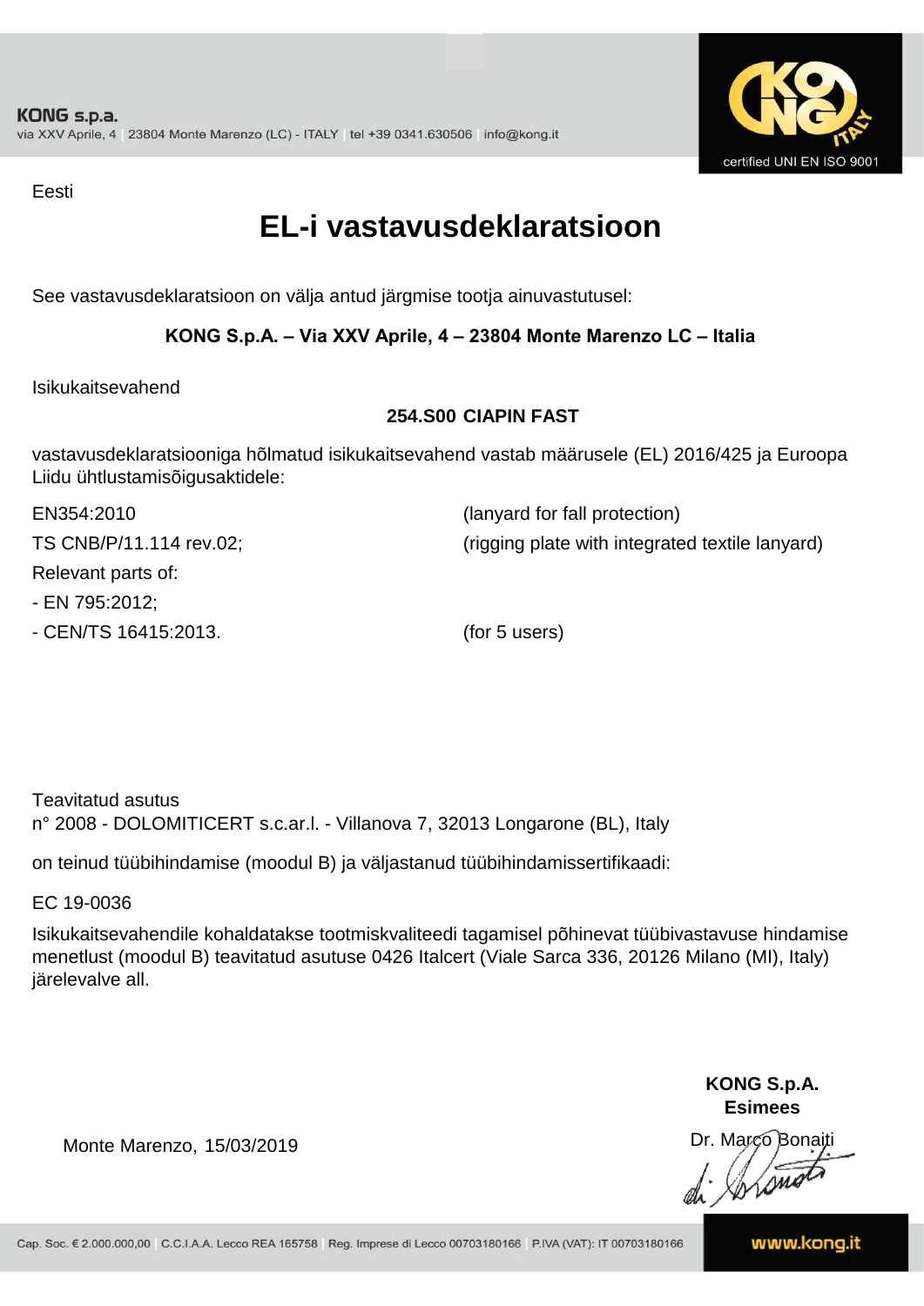Eesti

# EL-i vastavusdeklaratsioon

See vastavusdeklaratsioon on välja antud järgmise tootja ainuvastutusel:

**KONG S.p.A. – Via XXV Aprile, 4 – 23804 Monte Marenzo LC – Italia**

Isikukaitsevahend

**254.S00 CIAPIN FAST**

vastavusdeklaratsiooniga hõlmatud isikukaitsevahend vastab määrusele (EL) 2016/425 ja Euroopa Liidu ühtlustamisõigusaktidele:

EN354:2010 (lanyard for fall protection)

TS CNB/P/11.114 rev.02; (rigging plate with integrated textile lanyard)

Relevant parts of:

- EN 795:2012;
- CEN/TS 16415:2013. (for 5 users)

Teavitatud asutus
n° 2008 - DOLOMITICERT s.c.ar.l. - Villanova 7, 32013 Longarone (BL), Italy

on teinud tüübihindamise (moodul B) ja väljastanud tüübihindamissertifikaadi:

EC 19-0036

Isikukaitsevahendile kohaldatakse tootmiskvaliteedi tagamisel põhinevat tüübivastavuse hindamise menetlust (moodul B) teavitatud asutuse 0426 Italcert (Viale Sarca 336, 20126 Milano (MI), Italy) järelevalve all.

Monte Marenzo, 15/03/2019

**KONG S.p.A.**
**Esimees**
Dr. Marco Bonaiti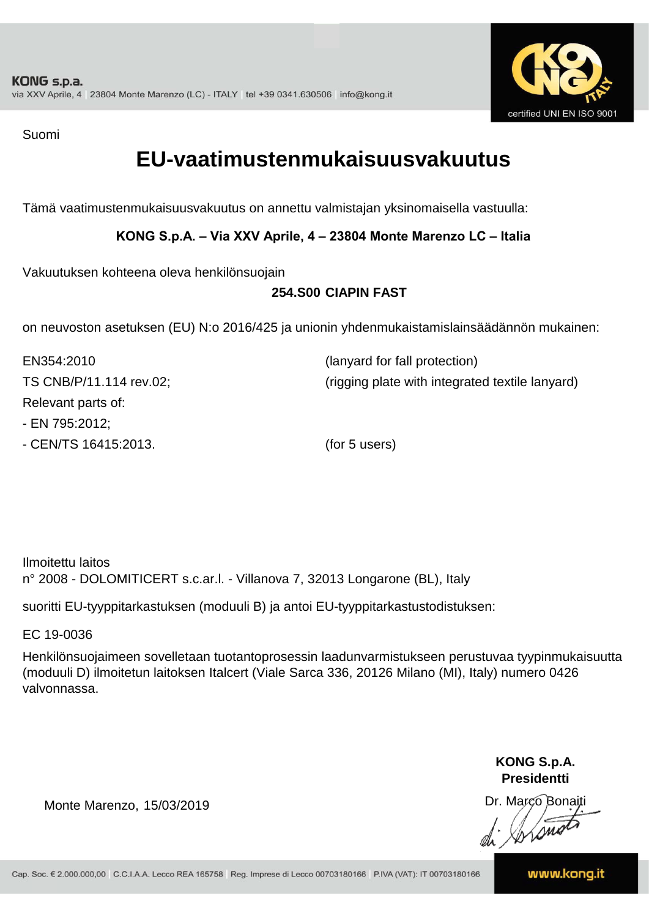Suomi

# EU-vaatimustenmukaisuusvakuutus

Tämä vaatimustenmukaisuusvakuutus on annettu valmistajan yksinomaisella vastuulla:

**KONG S.p.A. – Via XXV Aprile, 4 – 23804 Monte Marenzo LC – Italia**

Vakuutuksen kohteena oleva henkilönsuojain

**254.S00 CIAPIN FAST**

on neuvoston asetuksen (EU) N:o 2016/425 ja unionin yhdenmukaistamislainsäädännön mukainen:

EN354:2010 (lanyard for fall protection)

TS CNB/P/11.114 rev.02; (rigging plate with integrated textile lanyard)

Relevant parts of:

- EN 795:2012;
- CEN/TS 16415:2013. (for 5 users)

Ilmoitettu laitos
n° 2008 - DOLOMITICERT s.c.ar.l. - Villanova 7, 32013 Longarone (BL), Italy

suoritti EU-tyyppitarkastuksen (moduuli B) ja antoi EU-tyyppitarkastustodistuksen:

EC 19-0036

Henkilönsuojaimeen sovelletaan tuotantoprosessin laadunvarmistukseen perustuvaa tyypinmukaisuutta (moduuli D) ilmoitetun laitoksen Italcert (Viale Sarca 336, 20126 Milano (MI), Italy) numero 0426 valvonnassa.

Monte Marenzo, 15/03/2019

**KONG S.p.A.**
**Presidentti**

Dr. Marco Bonaiti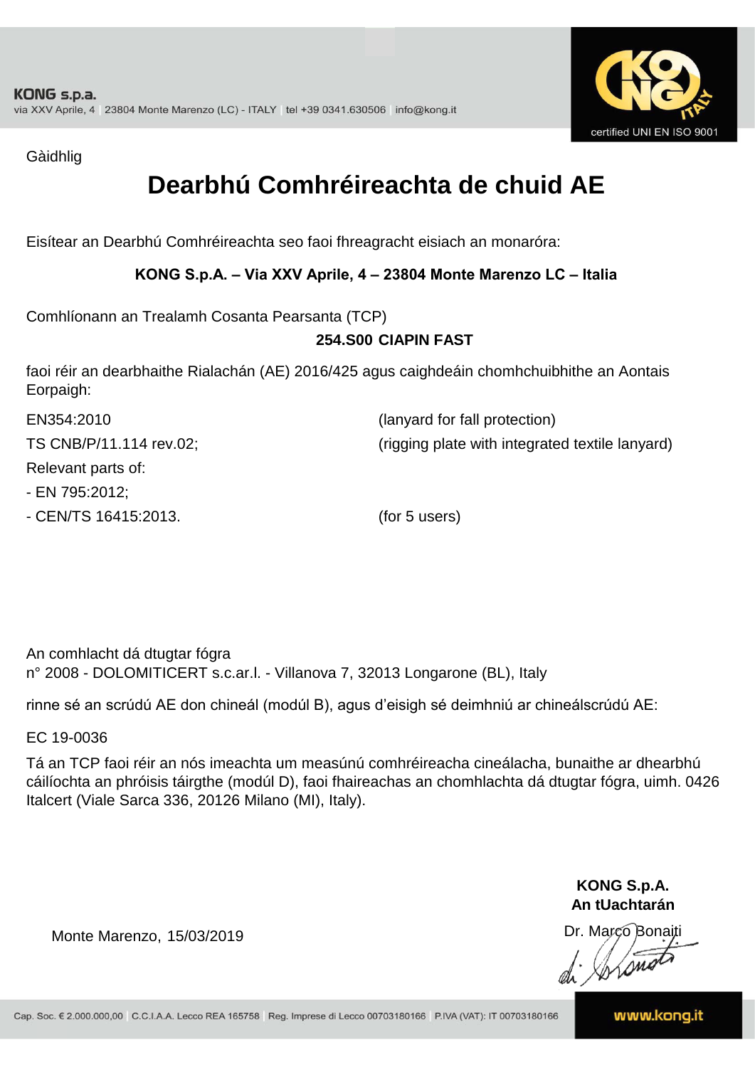KONG s.p.a.
via XXV Aprile, 4 | 23804 Monte Marenzo (LC) - ITALY | tel +39 0341.630506 | info@kong.it

certified UNI EN ISO 9001

Gàidhlig

# Dearbhú Comhréireachta de chuid AE

Eisítear an Dearbhú Comhréireachta seo faoi fhreagracht eisiach an monaróra:

**KONG S.p.A. – Via XXV Aprile, 4 – 23804 Monte Marenzo LC – Italia**

Comhlíonann an Trealamh Cosanta Pearsanta (TCP)

**254.S00 CIAPIN FAST**

faoi réir an dearbhaithe Rialachán (AE) 2016/425 agus caighdeáin chomhchuibhithe an Aontais Eorpaigh:

| | |
|---|---|
| EN354:2010 | (lanyard for fall protection) |
| TS CNB/P/11.114 rev.02; | (rigging plate with integrated textile lanyard) |
| Relevant parts of: | |
| - EN 795:2012; | |
| - CEN/TS 16415:2013. | (for 5 users) |

An comhlacht dá dtugtar fógra
n° 2008 - DOLOMITICERT s.c.ar.l. - Villanova 7, 32013 Longarone (BL), Italy

rinne sé an scrúdú AE don chineál (modúl B), agus d'eisigh sé deimhniú ar chineálscrúdú AE:

EC 19-0036

Tá an TCP faoi réir an nós imeachta um measúnú comhréireacha cineálacha, bunaithe ar dhearbhú cáilíochta an phróisis táirgthe (modúl D), faoi fhaireachas an chomhlachta dá dtugtar fógra, uimh. 0426 Italcert (Viale Sarca 336, 20126 Milano (MI), Italy).

Monte Marenzo, 15/03/2019

**KONG S.p.A.**
**An tUachtarán**
Dr. Marco Bonaiti

Cap. Soc. € 2.000.000,00 | C.C.I.A.A. Lecco REA 165758 | Reg. Imprese di Lecco 00703180166 | P.IVA (VAT): IT 00703180166

www.kong.it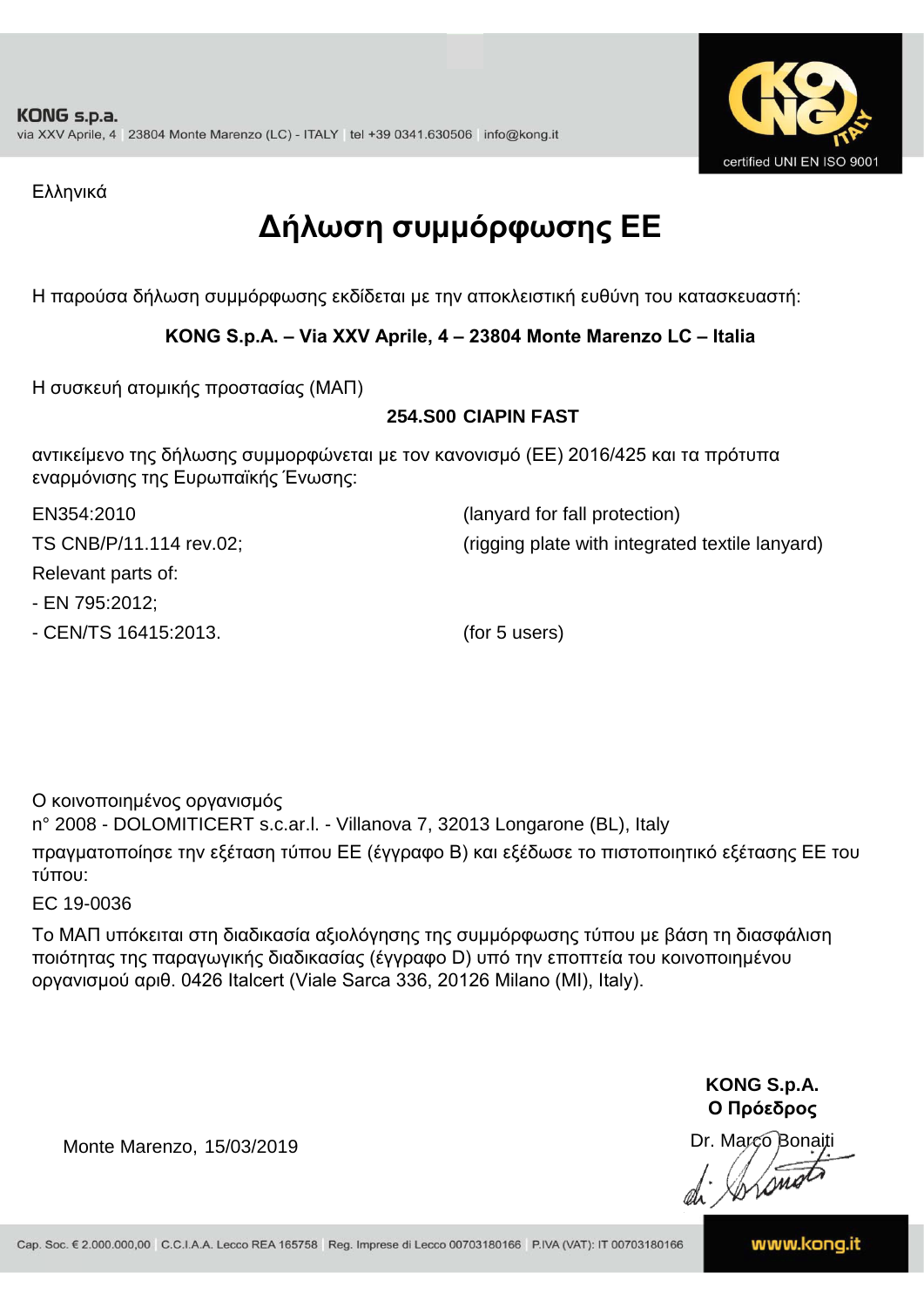KONG s.p.a.
via XXV Aprile, 4 | 23804 Monte Marenzo (LC) - ITALY | tel +39 0341.630506 | info@kong.it

certified UNI EN ISO 9001

Ελληνικά

# Δήλωση συμμόρφωσης ΕΕ

Η παρούσα δήλωση συμμόρφωσης εκδίδεται με την αποκλειστική ευθύνη του κατασκευαστή:

**KONG S.p.A. – Via XXV Aprile, 4 – 23804 Monte Marenzo LC – Italia**

Η συσκευή ατομικής προστασίας (ΜΑΠ)

**254.S00 CIAPIN FAST**

αντικείμενο της δήλωσης συμμορφώνεται με τον κανονισμό (ΕΕ) 2016/425 και τα πρότυπα εναρμόνισης της Ευρωπαϊκής Ένωσης:

EN354:2010 (lanyard for fall protection)

TS CNB/P/11.114 rev.02; (rigging plate with integrated textile lanyard)

Relevant parts of:

- EN 795:2012;
- CEN/TS 16415:2013. (for 5 users)

Ο κοινοποιημένος οργανισμός
n° 2008 - DOLOMITICERT s.c.ar.l. - Villanova 7, 32013 Longarone (BL), Italy
πραγματοποίησε την εξέταση τύπου ΕΕ (έγγραφο B) και εξέδωσε το πιστοποιητικό εξέτασης ΕΕ του τύπου:

EC 19-0036

Το ΜΑΠ υπόκειται στη διαδικασία αξιολόγησης της συμμόρφωσης τύπου με βάση τη διασφάλιση ποιότητας της παραγωγικής διαδικασίας (έγγραφο D) υπό την εποπτεία του κοινοποιημένου οργανισμού αριθ. 0426 Italcert (Viale Sarca 336, 20126 Milano (MI), Italy).

Monte Marenzo, 15/03/2019

**KONG S.p.A.**
**Ο Πρόεδρος**

Dr. Marco Bonaiti

Cap. Soc. € 2.000.000,00 | C.C.I.A.A. Lecco REA 165758 | Reg. Imprese di Lecco 00703180166 | P.IVA (VAT): IT 00703180166

www.kong.it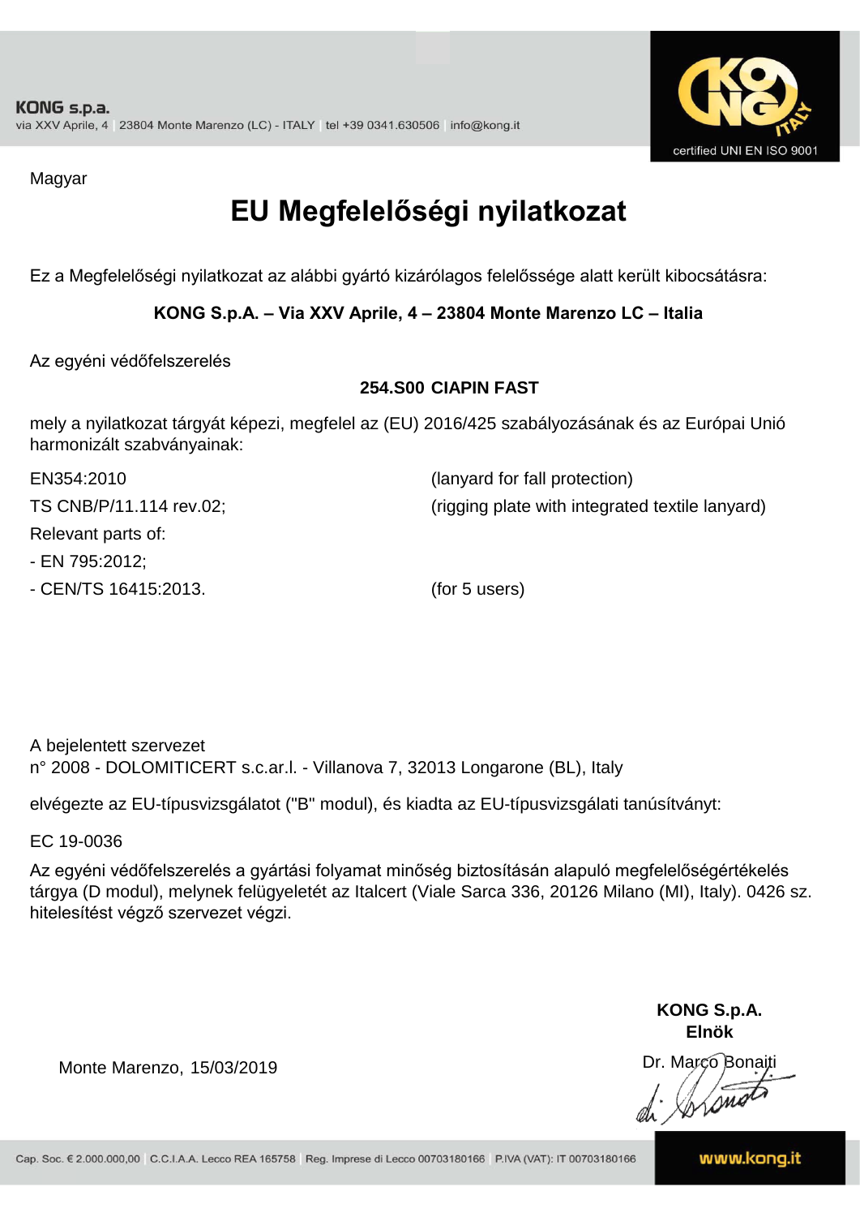Magyar

# EU Megfelelőségi nyilatkozat

Ez a Megfelelőségi nyilatkozat az alábbi gyártó kizárólagos felelőssége alatt került kibocsátásra:

**KONG S.p.A. – Via XXV Aprile, 4 – 23804 Monte Marenzo LC – Italia**

Az egyéni védőfelszerelés

**254.S00 CIAPIN FAST**

mely a nyilatkozat tárgyát képezi, megfelel az (EU) 2016/425 szabályozásának és az Európai Unió harmonizált szabványainak:

EN354:2010 (lanyard for fall protection)

TS CNB/P/11.114 rev.02; (rigging plate with integrated textile lanyard)

Relevant parts of:

- EN 795:2012;
- CEN/TS 16415:2013. (for 5 users)

A bejelentett szervezet
n° 2008 - DOLOMITICERT s.c.ar.l. - Villanova 7, 32013 Longarone (BL), Italy

elvégezte az EU-típusvizsgálatot ("B" modul), és kiadta az EU-típusvizsgálati tanúsítványt:

EC 19-0036

Az egyéni védőfelszerelés a gyártási folyamat minőség biztosításán alapuló megfelelőségértékelés tárgya (D modul), melynek felügyeletét az Italcert (Viale Sarca 336, 20126 Milano (MI), Italy). 0426 sz. hitelesítést végző szervezet végzi.

Monte Marenzo, 15/03/2019

**KONG S.p.A.**
**Elnök**
Dr. Marco Bonaiti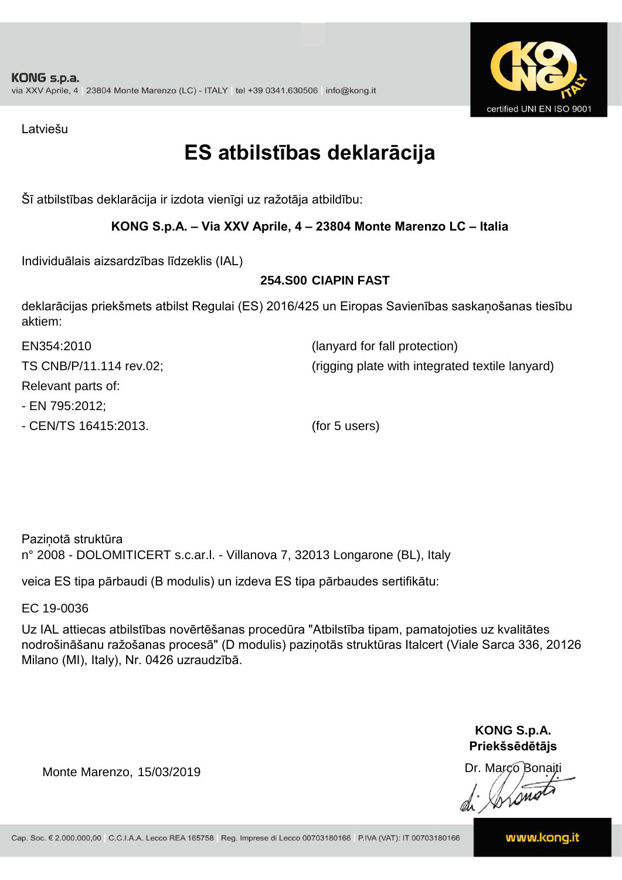Latviešu

# ES atbilstības deklarācija

Šī atbilstības deklarācija ir izdota vienīgi uz ražotāja atbildību:

**KONG S.p.A. – Via XXV Aprile, 4 – 23804 Monte Marenzo LC – Italia**

Individuālais aizsardzības līdzeklis (IAL)

**254.S00 CIAPIN FAST**

deklarācijas priekšmets atbilst Regulai (ES) 2016/425 un Eiropas Savienības saskaņošanas tiesību aktiem:

EN354:2010 (lanyard for fall protection)

TS CNB/P/11.114 rev.02; (rigging plate with integrated textile lanyard)

Relevant parts of:

- EN 795:2012;
- CEN/TS 16415:2013. (for 5 users)

Paziņotā struktūra
n° 2008 - DOLOMITICERT s.c.ar.l. - Villanova 7, 32013 Longarone (BL), Italy

veica ES tipa pārbaudi (B modulis) un izdeva ES tipa pārbaudes sertifikātu:

EC 19-0036

Uz IAL attiecas atbilstības novērtēšanas procedūra "Atbilstība tipam, pamatojoties uz kvalitātes nodrošināšanu ražošanas procesā" (D modulis) paziņotās struktūras Italcert (Viale Sarca 336, 20126 Milano (MI), Italy), Nr. 0426 uzraudzībā.

**KONG S.p.A.**
**Priekšsēdētājs**

Monte Marenzo, 15/03/2019

Dr. Marco Bonaiti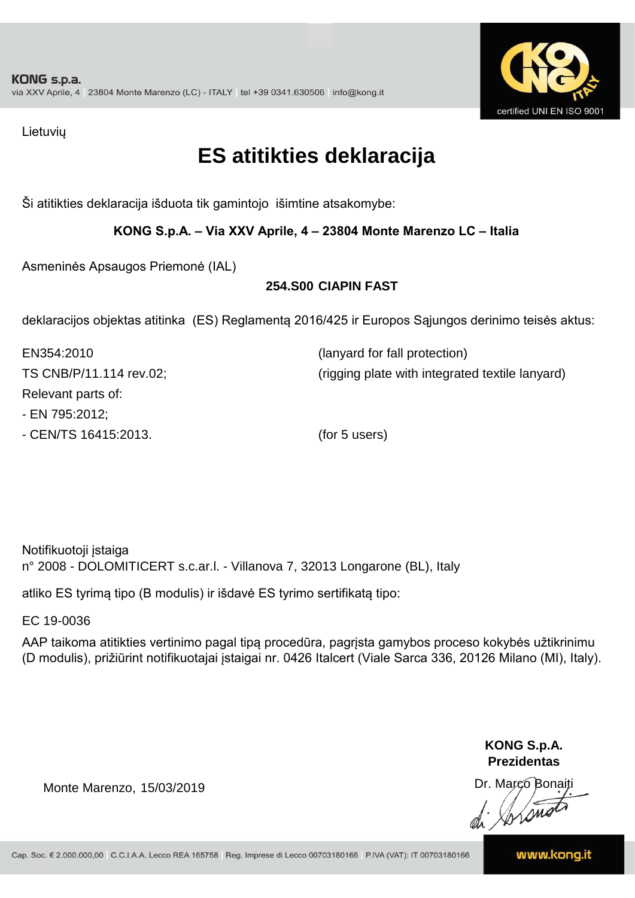KONG s.p.a.
via XXV Aprile, 4 | 23804 Monte Marenzo (LC) - ITALY | tel +39 0341.630506 | info@kong.it

certified UNI EN ISO 9001

Lietuvių

# ES atitikties deklaracija

Ši atitikties deklaracija išduota tik gamintojo išimtine atsakomybe:

**KONG S.p.A. – Via XXV Aprile, 4 – 23804 Monte Marenzo LC – Italia**

Asmeninės Apsaugos Priemonė (IAL)

**254.S00 CIAPIN FAST**

deklaracijos objektas atitinka (ES) Reglamentą 2016/425 ir Europos Sąjungos derinimo teisės aktus:

EN354:2010 (lanyard for fall protection)
TS CNB/P/11.114 rev.02; (rigging plate with integrated textile lanyard)
Relevant parts of:
- EN 795:2012;
- CEN/TS 16415:2013. (for 5 users)

Notifikuotoji įstaiga
n° 2008 - DOLOMITICERT s.c.ar.l. - Villanova 7, 32013 Longarone (BL), Italy

atliko ES tyrimą tipo (B modulis) ir išdavė ES tyrimo sertifikatą tipo:

EC 19-0036

AAP taikoma atitikties vertinimo pagal tipą procedūra, pagrįsta gamybos proceso kokybės užtikrinimu (D modulis), prižiūrint notifikuotajai įstaigai nr. 0426 Italcert (Viale Sarca 336, 20126 Milano (MI), Italy).

Monte Marenzo, 15/03/2019

**KONG S.p.A.**
**Prezidentas**
Dr. Marco Bonaiti

Cap. Soc. € 2.000.000,00 | C.C.I.A.A. Lecco REA 165758 | Reg. Imprese di Lecco 00703180166 | P.IVA (VAT): IT 00703180166 | www.kong.it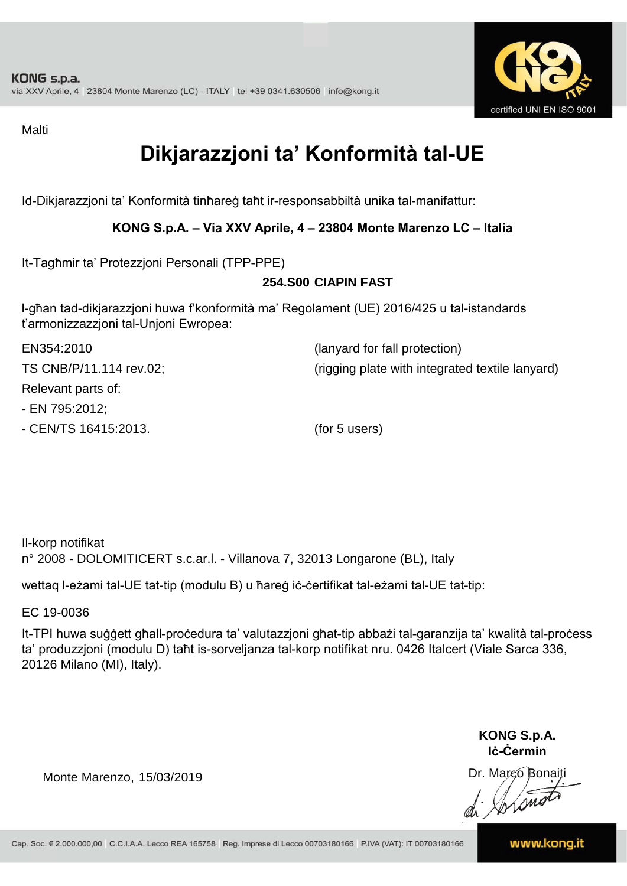KONG s.p.a.
via XXV Aprile, 4 | 23804 Monte Marenzo (LC) - ITALY | tel +39 0341.630506 | info@kong.it

certified UNI EN ISO 9001

Malti

# Dikjarazzjoni ta' Konformità tal-UE

Id-Dikjarazzjoni ta' Konformità tinħareġ taħt ir-responsabbiltà unika tal-manifattur:

**KONG S.p.A. – Via XXV Aprile, 4 – 23804 Monte Marenzo LC – Italia**

It-Tagħmir ta' Protezzjoni Personali (TPP-PPE)

**254.S00 CIAPIN FAST**

l-għan tad-dikjarazzjoni huwa f'konformità ma' Regolament (UE) 2016/425 u tal-istandards t'armonizzazzjoni tal-Unjoni Ewropea:

EN354:2010 (lanyard for fall protection)

TS CNB/P/11.114 rev.02; (rigging plate with integrated textile lanyard)

Relevant parts of:

- EN 795:2012;
- CEN/TS 16415:2013. (for 5 users)

Il-korp notifikat
n° 2008 - DOLOMITICERT s.c.ar.l. - Villanova 7, 32013 Longarone (BL), Italy

wettaq l-eżami tal-UE tat-tip (modulu B) u ħareġ iċ-ċertifikat tal-eżami tal-UE tat-tip:

EC 19-0036

It-TPI huwa suġġett għall-proċedura ta' valutazzjoni għat-tip abbażi tal-garanzija ta' kwalità tal-proċess ta' produzzjoni (modulu D) taħt is-sorveljanza tal-korp notifikat nru. 0426 Italcert (Viale Sarca 336, 20126 Milano (MI), Italy).

**KONG S.p.A.**
**Iċ-Ċermin**

Monte Marenzo, 15/03/2019

Dr. Marco Bonaiti

Cap. Soc. € 2.000.000,00 | C.C.I.A.A. Lecco REA 165758 | Reg. Imprese di Lecco 00703180166 | P.IVA (VAT): IT 00703180166 | www.kong.it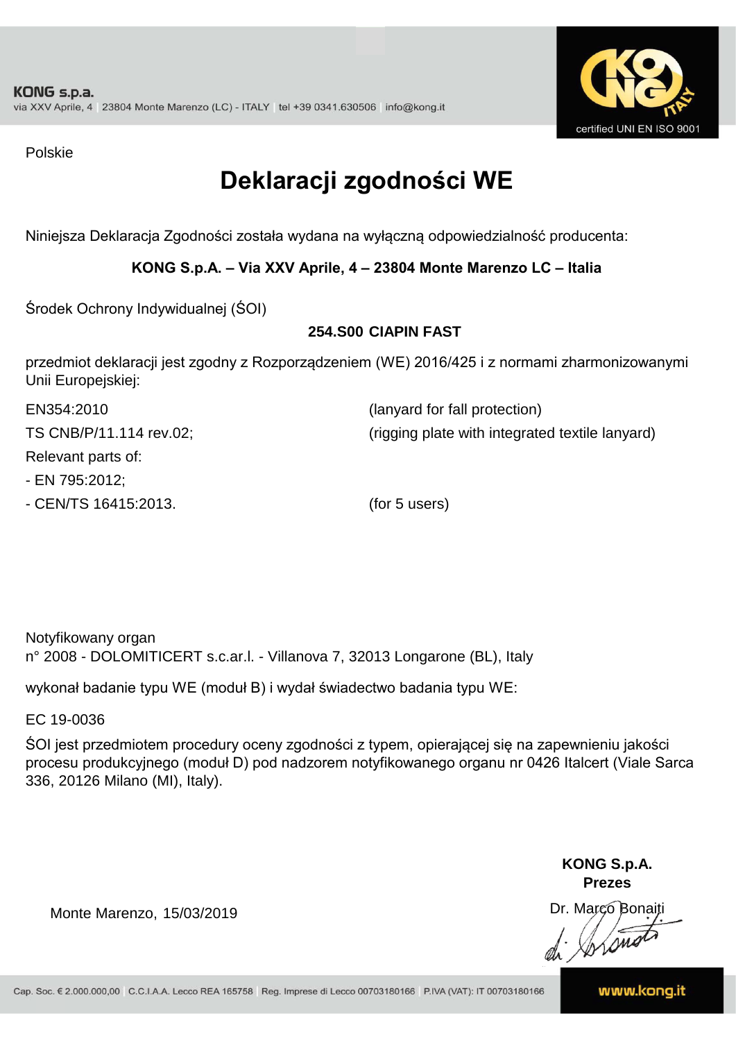KONG s.p.a.
via XXV Aprile, 4 | 23804 Monte Marenzo (LC) - ITALY | tel +39 0341.630506 | info@kong.it

certified UNI EN ISO 9001

Polskie

# Deklaracji zgodności WE

Niniejsza Deklaracja Zgodności została wydana na wyłączną odpowiedzialność producenta:

**KONG S.p.A. – Via XXV Aprile, 4 – 23804 Monte Marenzo LC – Italia**

Środek Ochrony Indywidualnej (ŚOI)

**254.S00 CIAPIN FAST**

przedmiot deklaracji jest zgodny z Rozporządzeniem (WE) 2016/425 i z normami zharmonizowanymi Unii Europejskiej:

| | |
|---|---|
| EN354:2010 | (lanyard for fall protection) |
| TS CNB/P/11.114 rev.02; | (rigging plate with integrated textile lanyard) |
| Relevant parts of: | |
| - EN 795:2012; | |
| - CEN/TS 16415:2013. | (for 5 users) |

Notyfikowany organ
n° 2008 - DOLOMITICERT s.c.ar.l. - Villanova 7, 32013 Longarone (BL), Italy

wykonał badanie typu WE (moduł B) i wydał świadectwo badania typu WE:

EC 19-0036

ŚOI jest przedmiotem procedury oceny zgodności z typem, opierającej się na zapewnieniu jakości procesu produkcyjnego (moduł D) pod nadzorem notyfikowanego organu nr 0426 Italcert (Viale Sarca 336, 20126 Milano (MI), Italy).

Monte Marenzo, 15/03/2019

**KONG S.p.A.**
**Prezes**
Dr. Marco Bonaiti

Cap. Soc. € 2.000.000,00 | C.C.I.A.A. Lecco REA 165758 | Reg. Imprese di Lecco 00703180166 | P.IVA (VAT): IT 00703180166

www.kong.it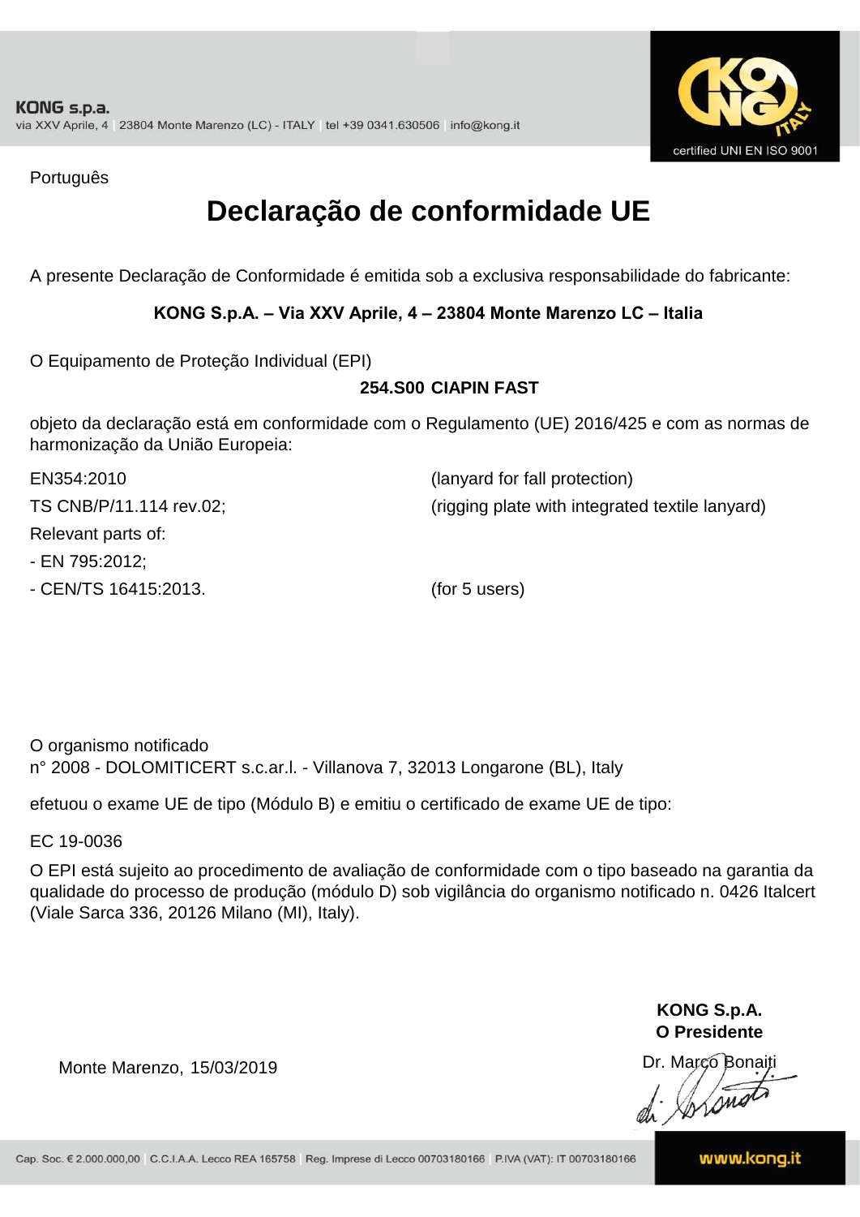Português

# Declaração de conformidade UE

A presente Declaração de Conformidade é emitida sob a exclusiva responsabilidade do fabricante:

**KONG S.p.A. – Via XXV Aprile, 4 – 23804 Monte Marenzo LC – Italia**

O Equipamento de Proteção Individual (EPI)

**254.S00 CIAPIN FAST**

objeto da declaração está em conformidade com o Regulamento (UE) 2016/425 e com as normas de harmonização da União Europeia:

| | |
|---|---|
| EN354:2010 | (lanyard for fall protection) |
| TS CNB/P/11.114 rev.02; | (rigging plate with integrated textile lanyard) |
| Relevant parts of: | |
| - EN 795:2012; | |
| - CEN/TS 16415:2013. | (for 5 users) |

O organismo notificado
n° 2008 - DOLOMITICERT s.c.ar.l. - Villanova 7, 32013 Longarone (BL), Italy

efetuou o exame UE de tipo (Módulo B) e emitiu o certificado de exame UE de tipo:

EC 19-0036

O EPI está sujeito ao procedimento de avaliação de conformidade com o tipo baseado na garantia da qualidade do processo de produção (módulo D) sob vigilância do organismo notificado n. 0426 Italcert (Viale Sarca 336, 20126 Milano (MI), Italy).

Monte Marenzo, 15/03/2019

**KONG S.p.A.**
**O Presidente**
Dr. Marco Bonaiti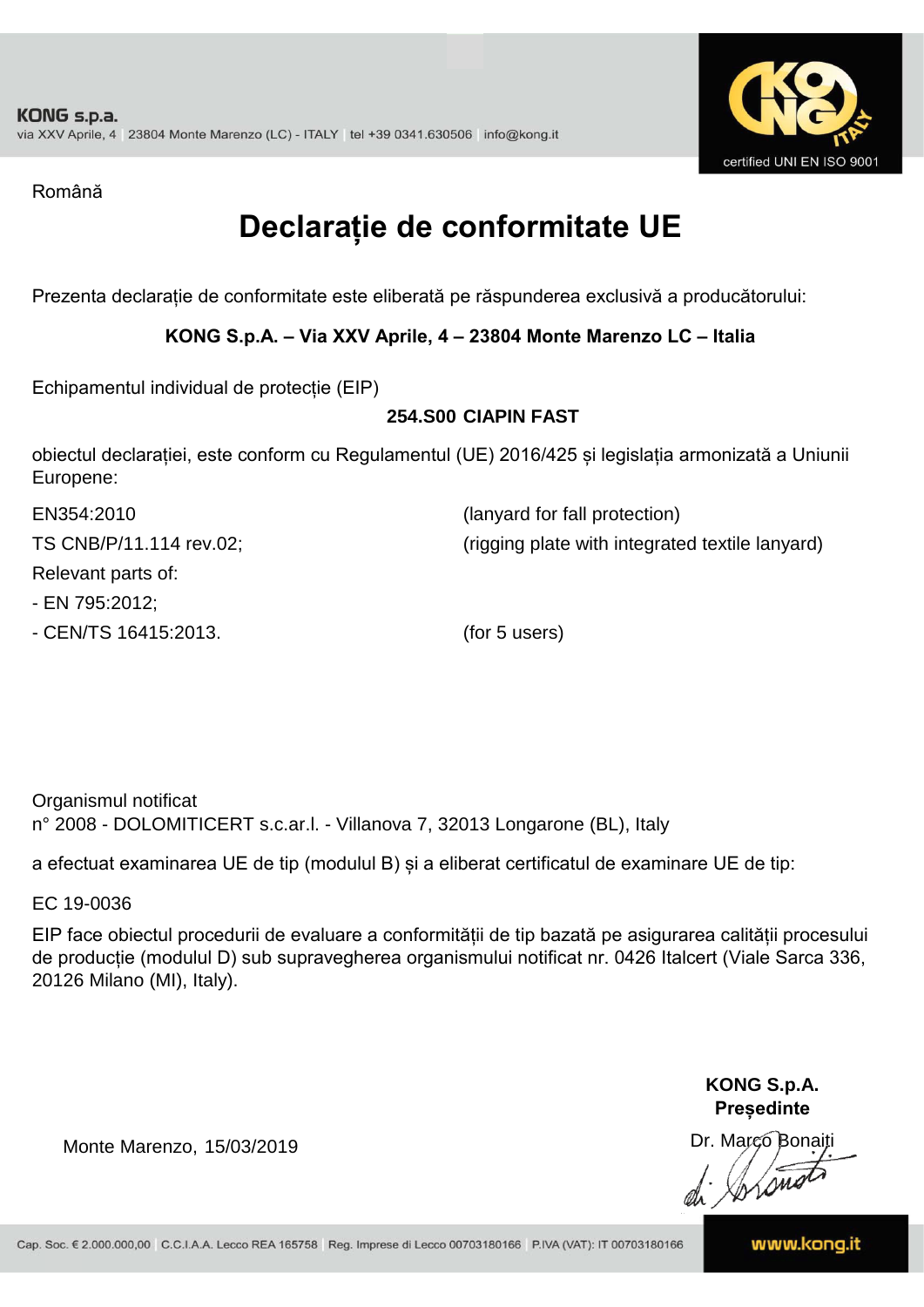Română

# Declarație de conformitate UE

Prezenta declarație de conformitate este eliberată pe răspunderea exclusivă a producătorului:

**KONG S.p.A. – Via XXV Aprile, 4 – 23804 Monte Marenzo LC – Italia**

Echipamentul individual de protecție (EIP)

**254.S00 CIAPIN FAST**

obiectul declarației, este conform cu Regulamentul (UE) 2016/425 și legislația armonizată a Uniunii Europene:

| | |
|---|---|
| EN354:2010 | (lanyard for fall protection) |
| TS CNB/P/11.114 rev.02; | (rigging plate with integrated textile lanyard) |
| Relevant parts of: | |
| - EN 795:2012; | |
| - CEN/TS 16415:2013. | (for 5 users) |

Organismul notificat
n° 2008 - DOLOMITICERT s.c.ar.l. - Villanova 7, 32013 Longarone (BL), Italy

a efectuat examinarea UE de tip (modulul B) și a eliberat certificatul de examinare UE de tip:

EC 19-0036

EIP face obiectul procedurii de evaluare a conformității de tip bazată pe asigurarea calității procesului de producție (modulul D) sub supravegherea organismului notificat nr. 0426 Italcert (Viale Sarca 336, 20126 Milano (MI), Italy).

Monte Marenzo, 15/03/2019

**KONG S.p.A.**
**Președinte**
Dr. Marco Bonaiti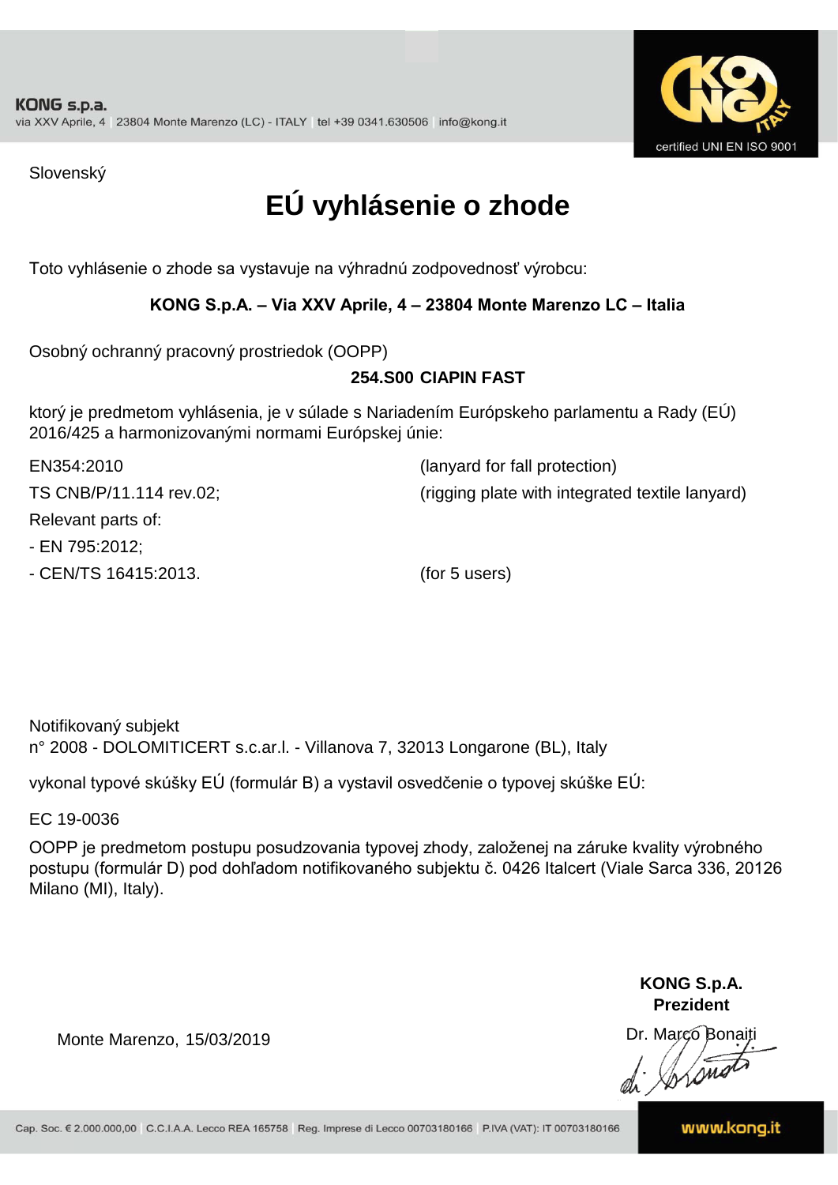KONG s.p.a.
via XXV Aprile, 4 | 23804 Monte Marenzo (LC) - ITALY | tel +39 0341.630506 | info@kong.it

certified UNI EN ISO 9001

Slovenský

# EÚ vyhlásenie o zhode

Toto vyhlásenie o zhode sa vystavuje na výhradnú zodpovednosť výrobcu:

**KONG S.p.A. – Via XXV Aprile, 4 – 23804 Monte Marenzo LC – Italia**

Osobný ochranný pracovný prostriedok (OOPP)

**254.S00 CIAPIN FAST**

ktorý je predmetom vyhlásenia, je v súlade s Nariadením Európskeho parlamentu a Rady (EÚ) 2016/425 a harmonizovanými normami Európskej únie:

| | |
|---|---|
| EN354:2010 | (lanyard for fall protection) |
| TS CNB/P/11.114 rev.02; | (rigging plate with integrated textile lanyard) |
| Relevant parts of: | |
| - EN 795:2012; | |
| - CEN/TS 16415:2013. | (for 5 users) |

Notifikovaný subjekt
n° 2008 - DOLOMITICERT s.c.ar.l. - Villanova 7, 32013 Longarone (BL), Italy

vykonal typové skúšky EÚ (formulár B) a vystavil osvedčenie o typovej skúške EÚ:

EC 19-0036

OOPP je predmetom postupu posudzovania typovej zhody, založenej na záruke kvality výrobného postupu (formulár D) pod dohľadom notifikovaného subjektu č. 0426 Italcert (Viale Sarca 336, 20126 Milano (MI), Italy).

**KONG S.p.A.**
**Prezident**

Monte Marenzo, 15/03/2019

Dr. Marco Bonaiti

Cap. Soc. € 2.000.000,00 | C.C.I.A.A. Lecco REA 165758 | Reg. Imprese di Lecco 00703180166 | P.IVA (VAT): IT 00703180166

www.kong.it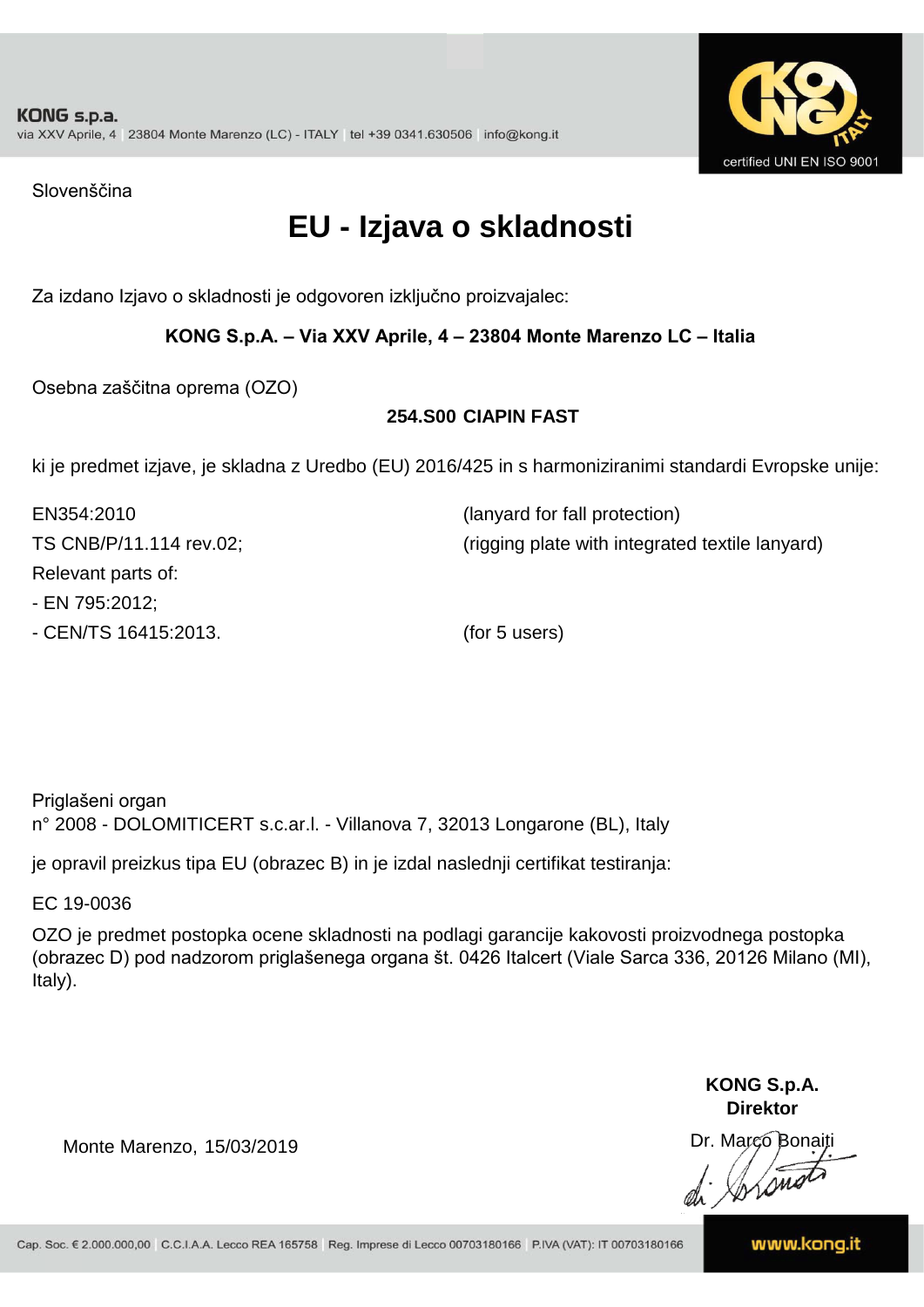Slovenščina

# EU - Izjava o skladnosti

Za izdano Izjavo o skladnosti je odgovoren izključno proizvajalec:

**KONG S.p.A. – Via XXV Aprile, 4 – 23804 Monte Marenzo LC – Italia**

Osebna zaščitna oprema (OZO)

**254.S00 CIAPIN FAST**

ki je predmet izjave, je skladna z Uredbo (EU) 2016/425 in s harmoniziranimi standardi Evropske unije:

EN354:2010 (lanyard for fall protection)
TS CNB/P/11.114 rev.02; (rigging plate with integrated textile lanyard)
Relevant parts of:
- EN 795:2012;
- CEN/TS 16415:2013. (for 5 users)

Priglašeni organ
n° 2008 - DOLOMITICERT s.c.ar.l. - Villanova 7, 32013 Longarone (BL), Italy

je opravil preizkus tipa EU (obrazec B) in je izdal naslednji certifikat testiranja:

EC 19-0036

OZO je predmet postopka ocene skladnosti na podlagi garancije kakovosti proizvodnega postopka (obrazec D) pod nadzorom priglašenega organa št. 0426 Italcert (Viale Sarca 336, 20126 Milano (MI), Italy).

Monte Marenzo, 15/03/2019

**KONG S.p.A.**
**Direktor**
Dr. Marco Bonaiti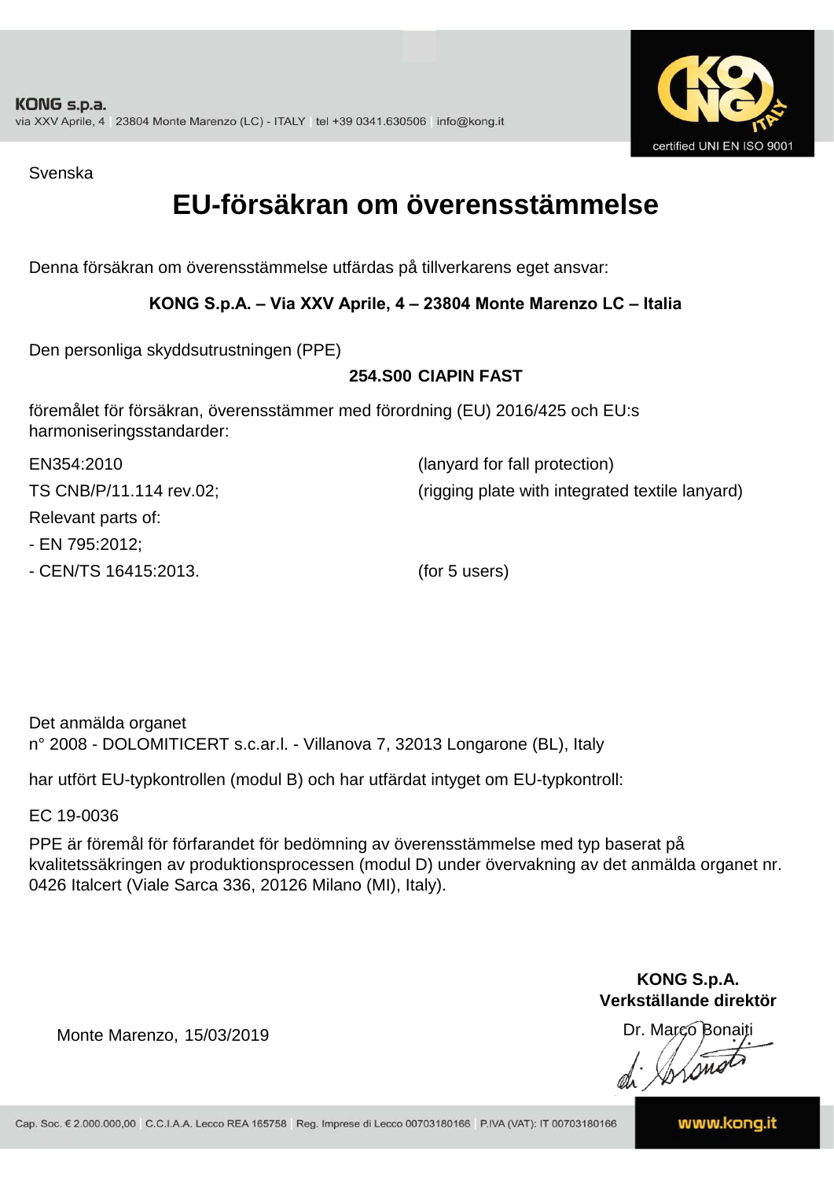KONG s.p.a.
via XXV Aprile, 4 | 23804 Monte Marenzo (LC) - ITALY | tel +39 0341.630506 | info@kong.it

certified UNI EN ISO 9001

Svenska

# EU-försäkran om överensstämmelse

Denna försäkran om överensstämmelse utfärdas på tillverkarens eget ansvar:

**KONG S.p.A. – Via XXV Aprile, 4 – 23804 Monte Marenzo LC – Italia**

Den personliga skyddsutrustningen (PPE)

**254.S00 CIAPIN FAST**

föremålet för försäkran, överensstämmer med förordning (EU) 2016/425 och EU:s harmoniseringsstandarder:

| | |
|---|---|
| EN354:2010 | (lanyard for fall protection) |
| TS CNB/P/11.114 rev.02; | (rigging plate with integrated textile lanyard) |
| Relevant parts of: | |
| - EN 795:2012; | |
| - CEN/TS 16415:2013. | (for 5 users) |

Det anmälda organet
n° 2008 - DOLOMITICERT s.c.ar.l. - Villanova 7, 32013 Longarone (BL), Italy

har utfört EU-typkontrollen (modul B) och har utfärdat intyget om EU-typkontroll:

EC 19-0036

PPE är föremål för förfarandet för bedömning av överensstämmelse med typ baserat på kvalitetssäkringen av produktionsprocessen (modul D) under övervakning av det anmälda organet nr. 0426 Italcert (Viale Sarca 336, 20126 Milano (MI), Italy).

**KONG S.p.A.**
**Verkställande direktör**

Monte Marenzo, 15/03/2019

Dr. Marco Bonaiti

Cap. Soc. € 2.000.000,00 | C.C.I.A.A. Lecco REA 165758 | Reg. Imprese di Lecco 00703180166 | P.IVA (VAT): IT 00703180166

www.kong.it